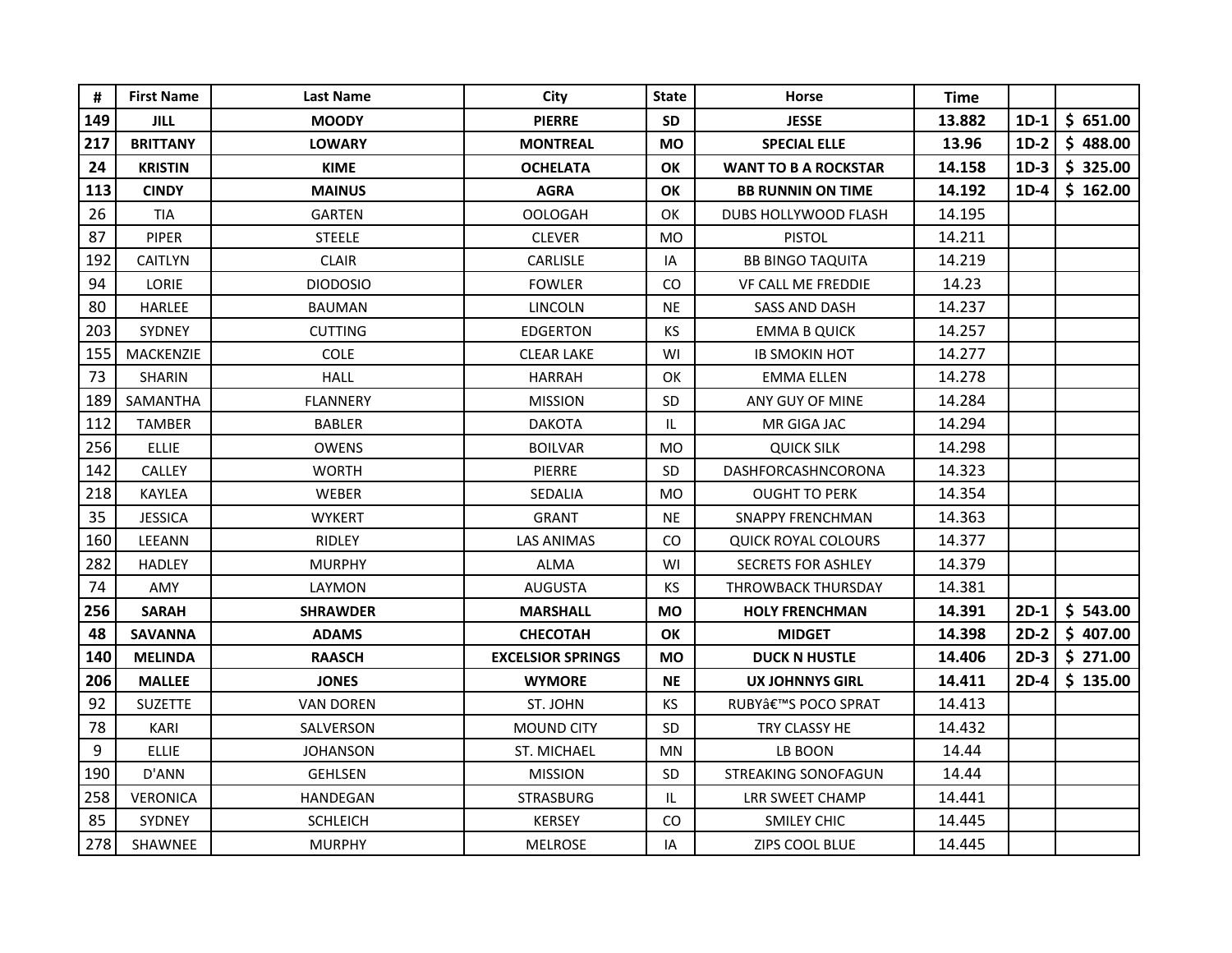| # | First Name | Last Name | City | State | Horse | Time | | |
|---|---|---|---|---|---|---|---|---|
| **149** | **JILL** | **MOODY** | **PIERRE** | **SD** | **JESSE** | **13.882** | **1D-1** | **$ 651.00** |
| **217** | **BRITTANY** | **LOWARY** | **MONTREAL** | **MO** | **SPECIAL ELLE** | **13.96** | **1D-2** | **$ 488.00** |
| **24** | **KRISTIN** | **KIME** | **OCHELATA** | **OK** | **WANT TO B A ROCKSTAR** | **14.158** | **1D-3** | **$ 325.00** |
| **113** | **CINDY** | **MAINUS** | **AGRA** | **OK** | **BB RUNNIN ON TIME** | **14.192** | **1D-4** | **$ 162.00** |
| 26 | TIA | GARTEN | OOLOGAH | OK | DUBS HOLLYWOOD FLASH | 14.195 | | |
| 87 | PIPER | STEELE | CLEVER | MO | PISTOL | 14.211 | | |
| 192 | CAITLYN | CLAIR | CARLISLE | IA | BB BINGO TAQUITA | 14.219 | | |
| 94 | LORIE | DIODOSIO | FOWLER | CO | VF CALL ME FREDDIE | 14.23 | | |
| 80 | HARLEE | BAUMAN | LINCOLN | NE | SASS AND DASH | 14.237 | | |
| 203 | SYDNEY | CUTTING | EDGERTON | KS | EMMA B QUICK | 14.257 | | |
| 155 | MACKENZIE | COLE | CLEAR LAKE | WI | IB SMOKIN HOT | 14.277 | | |
| 73 | SHARIN | HALL | HARRAH | OK | EMMA ELLEN | 14.278 | | |
| 189 | SAMANTHA | FLANNERY | MISSION | SD | ANY GUY OF MINE | 14.284 | | |
| 112 | TAMBER | BABLER | DAKOTA | IL | MR GIGA JAC | 14.294 | | |
| 256 | ELLIE | OWENS | BOILVAR | MO | QUICK SILK | 14.298 | | |
| 142 | CALLEY | WORTH | PIERRE | SD | DASHFORCASHNCORONA | 14.323 | | |
| 218 | KAYLEA | WEBER | SEDALIA | MO | OUGHT TO PERK | 14.354 | | |
| 35 | JESSICA | WYKERT | GRANT | NE | SNAPPY FRENCHMAN | 14.363 | | |
| 160 | LEEANN | RIDLEY | LAS ANIMAS | CO | QUICK ROYAL COLOURS | 14.377 | | |
| 282 | HADLEY | MURPHY | ALMA | WI | SECRETS FOR ASHLEY | 14.379 | | |
| 74 | AMY | LAYMON | AUGUSTA | KS | THROWBACK THURSDAY | 14.381 | | |
| **256** | **SARAH** | **SHRAWDER** | **MARSHALL** | **MO** | **HOLY FRENCHMAN** | **14.391** | **2D-1** | **$ 543.00** |
| **48** | **SAVANNA** | **ADAMS** | **CHECOTAH** | **OK** | **MIDGET** | **14.398** | **2D-2** | **$ 407.00** |
| **140** | **MELINDA** | **RAASCH** | **EXCELSIOR SPRINGS** | **MO** | **DUCK N HUSTLE** | **14.406** | **2D-3** | **$ 271.00** |
| **206** | **MALLEE** | **JONES** | **WYMORE** | **NE** | **UX JOHNNYS GIRL** | **14.411** | **2D-4** | **$ 135.00** |
| 92 | SUZETTE | VAN DOREN | ST. JOHN | KS | RUBYâ€™S POCO SPRAT | 14.413 | | |
| 78 | KARI | SALVERSON | MOUND CITY | SD | TRY CLASSY HE | 14.432 | | |
| 9 | ELLIE | JOHANSON | ST. MICHAEL | MN | LB BOON | 14.44 | | |
| 190 | D'ANN | GEHLSEN | MISSION | SD | STREAKING SONOFAGUN | 14.44 | | |
| 258 | VERONICA | HANDEGAN | STRASBURG | IL | LRR SWEET CHAMP | 14.441 | | |
| 85 | SYDNEY | SCHLEICH | KERSEY | CO | SMILEY CHIC | 14.445 | | |
| 278 | SHAWNEE | MURPHY | MELROSE | IA | ZIPS COOL BLUE | 14.445 | | |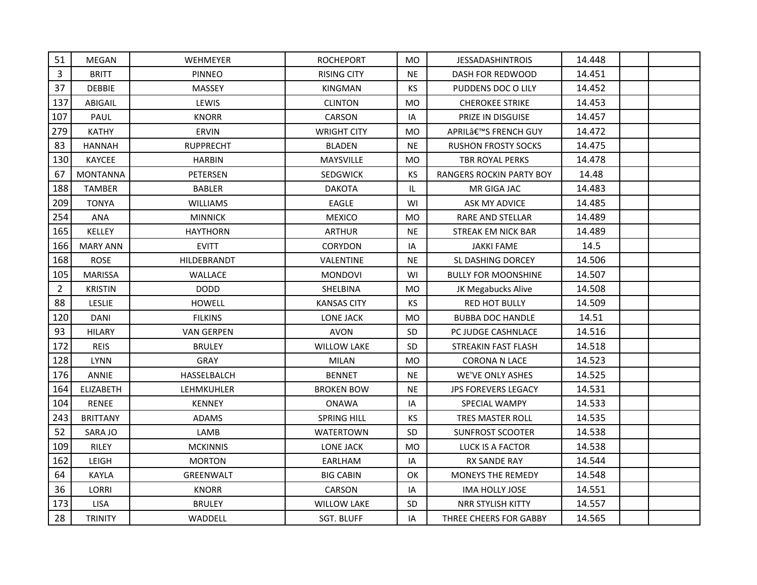| | | | | | | | | |
|---|---|---|---|---|---|---|---|---|
| 51 | MEGAN | WEHMEYER | ROCHEPORT | MO | JESSADASHINTROIS | 14.448 | | |
| 3 | BRITT | PINNEO | RISING CITY | NE | DASH FOR REDWOOD | 14.451 | | |
| 37 | DEBBIE | MASSEY | KINGMAN | KS | PUDDENS DOC O LILY | 14.452 | | |
| 137 | ABIGAIL | LEWIS | CLINTON | MO | CHEROKEE STRIKE | 14.453 | | |
| 107 | PAUL | KNORR | CARSON | IA | PRIZE IN DISGUISE | 14.457 | | |
| 279 | KATHY | ERVIN | WRIGHT CITY | MO | APRILâ€™S FRENCH GUY | 14.472 | | |
| 83 | HANNAH | RUPPRECHT | BLADEN | NE | RUSHON FROSTY SOCKS | 14.475 | | |
| 130 | KAYCEE | HARBIN | MAYSVILLE | MO | TBR ROYAL PERKS | 14.478 | | |
| 67 | MONTANNA | PETERSEN | SEDGWICK | KS | RANGERS ROCKIN PARTY BOY | 14.48 | | |
| 188 | TAMBER | BABLER | DAKOTA | IL | MR GIGA JAC | 14.483 | | |
| 209 | TONYA | WILLIAMS | EAGLE | WI | ASK MY ADVICE | 14.485 | | |
| 254 | ANA | MINNICK | MEXICO | MO | RARE AND STELLAR | 14.489 | | |
| 165 | KELLEY | HAYTHORN | ARTHUR | NE | STREAK EM NICK BAR | 14.489 | | |
| 166 | MARY ANN | EVITT | CORYDON | IA | JAKKI FAME | 14.5 | | |
| 168 | ROSE | HILDEBRANDT | VALENTINE | NE | SL DASHING DORCEY | 14.506 | | |
| 105 | MARISSA | WALLACE | MONDOVI | WI | BULLY FOR MOONSHINE | 14.507 | | |
| 2 | KRISTIN | DODD | SHELBINA | MO | JK Megabucks Alive | 14.508 | | |
| 88 | LESLIE | HOWELL | KANSAS CITY | KS | RED HOT BULLY | 14.509 | | |
| 120 | DANI | FILKINS | LONE JACK | MO | BUBBA DOC HANDLE | 14.51 | | |
| 93 | HILARY | VAN GERPEN | AVON | SD | PC JUDGE CASHNLACE | 14.516 | | |
| 172 | REIS | BRULEY | WILLOW LAKE | SD | STREAKIN FAST FLASH | 14.518 | | |
| 128 | LYNN | GRAY | MILAN | MO | CORONA N LACE | 14.523 | | |
| 176 | ANNIE | HASSELBALCH | BENNET | NE | WE'VE ONLY ASHES | 14.525 | | |
| 164 | ELIZABETH | LEHMKUHLER | BROKEN BOW | NE | JPS FOREVERS LEGACY | 14.531 | | |
| 104 | RENEE | KENNEY | ONAWA | IA | SPECIAL WAMPY | 14.533 | | |
| 243 | BRITTANY | ADAMS | SPRING HILL | KS | TRES MASTER ROLL | 14.535 | | |
| 52 | SARA JO | LAMB | WATERTOWN | SD | SUNFROST SCOOTER | 14.538 | | |
| 109 | RILEY | MCKINNIS | LONE JACK | MO | LUCK IS A FACTOR | 14.538 | | |
| 162 | LEIGH | MORTON | EARLHAM | IA | RX SANDE RAY | 14.544 | | |
| 64 | KAYLA | GREENWALT | BIG CABIN | OK | MONEYS THE REMEDY | 14.548 | | |
| 36 | LORRI | KNORR | CARSON | IA | IMA HOLLY JOSE | 14.551 | | |
| 173 | LISA | BRULEY | WILLOW LAKE | SD | NRR STYLISH KITTY | 14.557 | | |
| 28 | TRINITY | WADDELL | SGT. BLUFF | IA | THREE CHEERS FOR GABBY | 14.565 | | |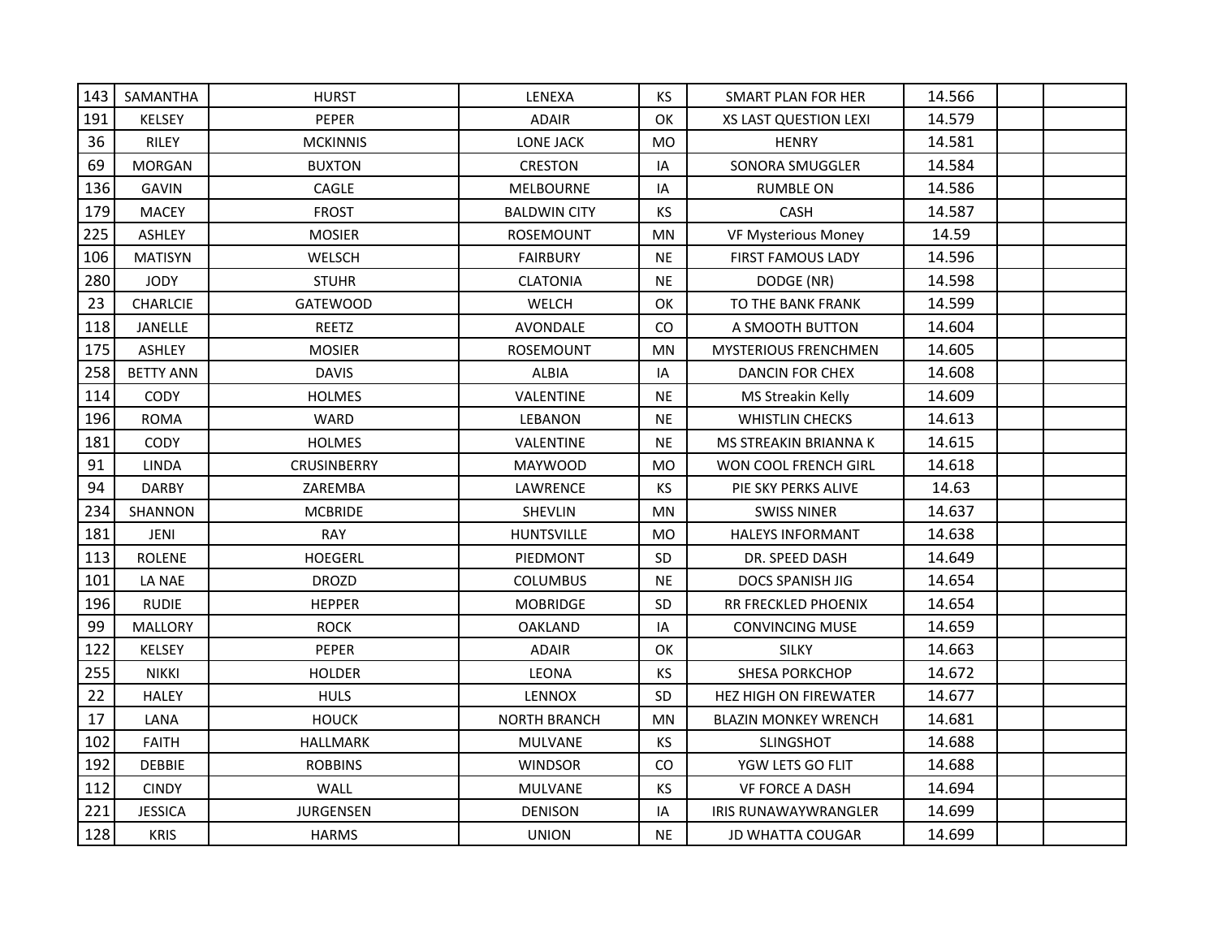| | | | | | | | | |
|---|---|---|---|---|---|---|---|---|
| 143 | SAMANTHA | HURST | LENEXA | KS | SMART PLAN FOR HER | 14.566 | | |
| 191 | KELSEY | PEPER | ADAIR | OK | XS LAST QUESTION LEXI | 14.579 | | |
| 36 | RILEY | MCKINNIS | LONE JACK | MO | HENRY | 14.581 | | |
| 69 | MORGAN | BUXTON | CRESTON | IA | SONORA SMUGGLER | 14.584 | | |
| 136 | GAVIN | CAGLE | MELBOURNE | IA | RUMBLE ON | 14.586 | | |
| 179 | MACEY | FROST | BALDWIN CITY | KS | CASH | 14.587 | | |
| 225 | ASHLEY | MOSIER | ROSEMOUNT | MN | VF Mysterious Money | 14.59 | | |
| 106 | MATISYN | WELSCH | FAIRBURY | NE | FIRST FAMOUS LADY | 14.596 | | |
| 280 | JODY | STUHR | CLATONIA | NE | DODGE (NR) | 14.598 | | |
| 23 | CHARLCIE | GATEWOOD | WELCH | OK | TO THE BANK FRANK | 14.599 | | |
| 118 | JANELLE | REETZ | AVONDALE | CO | A SMOOTH BUTTON | 14.604 | | |
| 175 | ASHLEY | MOSIER | ROSEMOUNT | MN | MYSTERIOUS FRENCHMEN | 14.605 | | |
| 258 | BETTY ANN | DAVIS | ALBIA | IA | DANCIN FOR CHEX | 14.608 | | |
| 114 | CODY | HOLMES | VALENTINE | NE | MS Streakin Kelly | 14.609 | | |
| 196 | ROMA | WARD | LEBANON | NE | WHISTLIN CHECKS | 14.613 | | |
| 181 | CODY | HOLMES | VALENTINE | NE | MS STREAKIN BRIANNA K | 14.615 | | |
| 91 | LINDA | CRUSINBERRY | MAYWOOD | MO | WON COOL FRENCH GIRL | 14.618 | | |
| 94 | DARBY | ZAREMBA | LAWRENCE | KS | PIE SKY PERKS ALIVE | 14.63 | | |
| 234 | SHANNON | MCBRIDE | SHEVLIN | MN | SWISS NINER | 14.637 | | |
| 181 | JENI | RAY | HUNTSVILLE | MO | HALEYS INFORMANT | 14.638 | | |
| 113 | ROLENE | HOEGERL | PIEDMONT | SD | DR. SPEED DASH | 14.649 | | |
| 101 | LA NAE | DROZD | COLUMBUS | NE | DOCS SPANISH JIG | 14.654 | | |
| 196 | RUDIE | HEPPER | MOBRIDGE | SD | RR FRECKLED PHOENIX | 14.654 | | |
| 99 | MALLORY | ROCK | OAKLAND | IA | CONVINCING MUSE | 14.659 | | |
| 122 | KELSEY | PEPER | ADAIR | OK | SILKY | 14.663 | | |
| 255 | NIKKI | HOLDER | LEONA | KS | SHESA PORKCHOP | 14.672 | | |
| 22 | HALEY | HULS | LENNOX | SD | HEZ HIGH ON FIREWATER | 14.677 | | |
| 17 | LANA | HOUCK | NORTH BRANCH | MN | BLAZIN MONKEY WRENCH | 14.681 | | |
| 102 | FAITH | HALLMARK | MULVANE | KS | SLINGSHOT | 14.688 | | |
| 192 | DEBBIE | ROBBINS | WINDSOR | CO | YGW LETS GO FLIT | 14.688 | | |
| 112 | CINDY | WALL | MULVANE | KS | VF FORCE A DASH | 14.694 | | |
| 221 | JESSICA | JURGENSEN | DENISON | IA | IRIS RUNAWAYWRANGLER | 14.699 | | |
| 128 | KRIS | HARMS | UNION | NE | JD WHATTA COUGAR | 14.699 | | |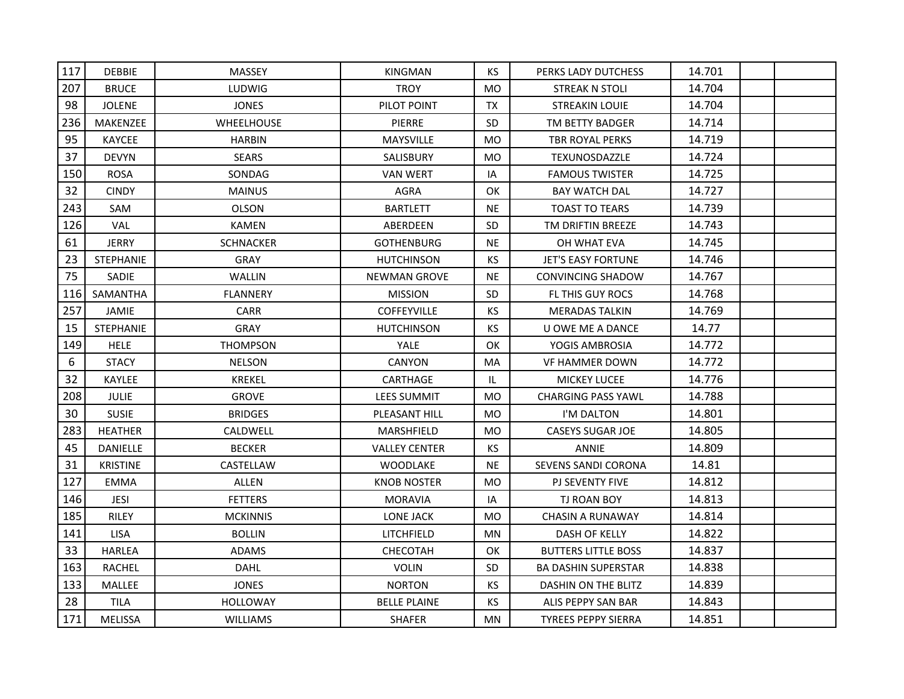| | | | | | | | | |
|---|---|---|---|---|---|---|---|---|
| 117 | DEBBIE | MASSEY | KINGMAN | KS | PERKS LADY DUTCHESS | 14.701 | | |
| 207 | BRUCE | LUDWIG | TROY | MO | STREAK N STOLI | 14.704 | | |
| 98 | JOLENE | JONES | PILOT POINT | TX | STREAKIN LOUIE | 14.704 | | |
| 236 | MAKENZEE | WHEELHOUSE | PIERRE | SD | TM BETTY BADGER | 14.714 | | |
| 95 | KAYCEE | HARBIN | MAYSVILLE | MO | TBR ROYAL PERKS | 14.719 | | |
| 37 | DEVYN | SEARS | SALISBURY | MO | TEXUNOSDAZZLE | 14.724 | | |
| 150 | ROSA | SONDAG | VAN WERT | IA | FAMOUS TWISTER | 14.725 | | |
| 32 | CINDY | MAINUS | AGRA | OK | BAY WATCH DAL | 14.727 | | |
| 243 | SAM | OLSON | BARTLETT | NE | TOAST TO TEARS | 14.739 | | |
| 126 | VAL | KAMEN | ABERDEEN | SD | TM DRIFTIN BREEZE | 14.743 | | |
| 61 | JERRY | SCHNACKER | GOTHENBURG | NE | OH WHAT EVA | 14.745 | | |
| 23 | STEPHANIE | GRAY | HUTCHINSON | KS | JET'S EASY FORTUNE | 14.746 | | |
| 75 | SADIE | WALLIN | NEWMAN GROVE | NE | CONVINCING SHADOW | 14.767 | | |
| 116 | SAMANTHA | FLANNERY | MISSION | SD | FL THIS GUY ROCS | 14.768 | | |
| 257 | JAMIE | CARR | COFFEYVILLE | KS | MERADAS TALKIN | 14.769 | | |
| 15 | STEPHANIE | GRAY | HUTCHINSON | KS | U OWE ME A DANCE | 14.77 | | |
| 149 | HELE | THOMPSON | YALE | OK | YOGIS AMBROSIA | 14.772 | | |
| 6 | STACY | NELSON | CANYON | MA | VF HAMMER DOWN | 14.772 | | |
| 32 | KAYLEE | KREKEL | CARTHAGE | IL | MICKEY LUCEE | 14.776 | | |
| 208 | JULIE | GROVE | LEES SUMMIT | MO | CHARGING PASS YAWL | 14.788 | | |
| 30 | SUSIE | BRIDGES | PLEASANT HILL | MO | I'M DALTON | 14.801 | | |
| 283 | HEATHER | CALDWELL | MARSHFIELD | MO | CASEYS SUGAR JOE | 14.805 | | |
| 45 | DANIELLE | BECKER | VALLEY CENTER | KS | ANNIE | 14.809 | | |
| 31 | KRISTINE | CASTELLAW | WOODLAKE | NE | SEVENS SANDI CORONA | 14.81 | | |
| 127 | EMMA | ALLEN | KNOB NOSTER | MO | PJ SEVENTY FIVE | 14.812 | | |
| 146 | JESI | FETTERS | MORAVIA | IA | TJ ROAN BOY | 14.813 | | |
| 185 | RILEY | MCKINNIS | LONE JACK | MO | CHASIN A RUNAWAY | 14.814 | | |
| 141 | LISA | BOLLIN | LITCHFIELD | MN | DASH OF KELLY | 14.822 | | |
| 33 | HARLEA | ADAMS | CHECOTAH | OK | BUTTERS LITTLE BOSS | 14.837 | | |
| 163 | RACHEL | DAHL | VOLIN | SD | BA DASHIN SUPERSTAR | 14.838 | | |
| 133 | MALLEE | JONES | NORTON | KS | DASHIN ON THE BLITZ | 14.839 | | |
| 28 | TILA | HOLLOWAY | BELLE PLAINE | KS | ALIS PEPPY SAN BAR | 14.843 | | |
| 171 | MELISSA | WILLIAMS | SHAFER | MN | TYREES PEPPY SIERRA | 14.851 | | |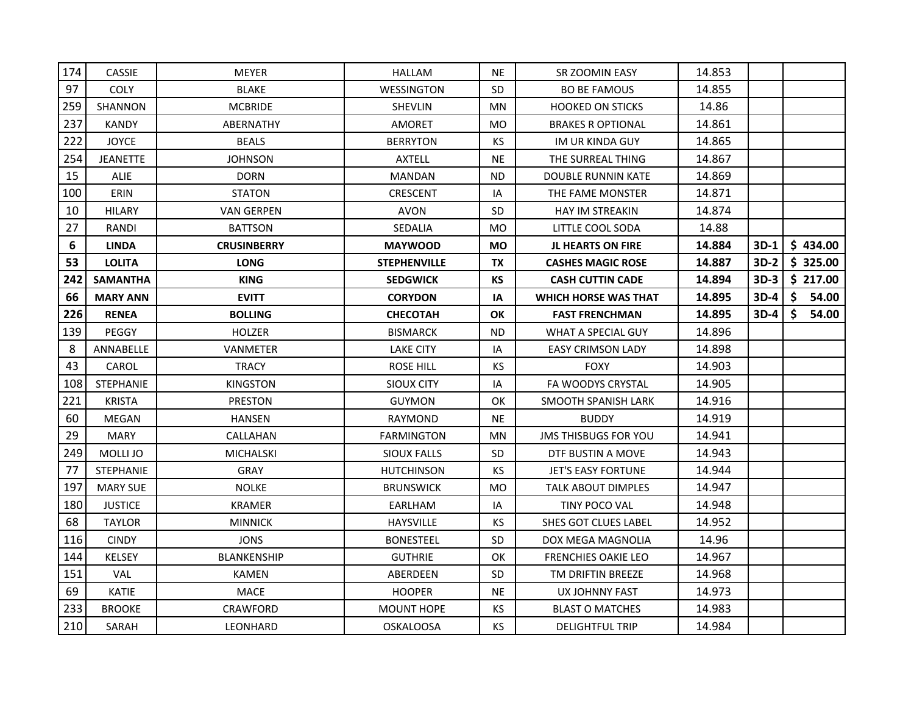| | | | | | | | | |
|---|---|---|---|---|---|---|---|---|
| 174 | CASSIE | MEYER | HALLAM | NE | SR ZOOMIN EASY | 14.853 | | |
| 97 | COLY | BLAKE | WESSINGTON | SD | BO BE FAMOUS | 14.855 | | |
| 259 | SHANNON | MCBRIDE | SHEVLIN | MN | HOOKED ON STICKS | 14.86 | | |
| 237 | KANDY | ABERNATHY | AMORET | MO | BRAKES R OPTIONAL | 14.861 | | |
| 222 | JOYCE | BEALS | BERRYTON | KS | IM UR KINDA GUY | 14.865 | | |
| 254 | JEANETTE | JOHNSON | AXTELL | NE | THE SURREAL THING | 14.867 | | |
| 15 | ALIE | DORN | MANDAN | ND | DOUBLE RUNNIN KATE | 14.869 | | |
| 100 | ERIN | STATON | CRESCENT | IA | THE FAME MONSTER | 14.871 | | |
| 10 | HILARY | VAN GERPEN | AVON | SD | HAY IM STREAKIN | 14.874 | | |
| 27 | RANDI | BATTSON | SEDALIA | MO | LITTLE COOL SODA | 14.88 | | |
| **6** | **LINDA** | **CRUSINBERRY** | **MAYWOOD** | **MO** | **JL HEARTS ON FIRE** | **14.884** | **3D-1** | **$ 434.00** |
| **53** | **LOLITA** | **LONG** | **STEPHENVILLE** | **TX** | **CASHES MAGIC ROSE** | **14.887** | **3D-2** | **$ 325.00** |
| **242** | **SAMANTHA** | **KING** | **SEDGWICK** | **KS** | **CASH CUTTIN CADE** | **14.894** | **3D-3** | **$ 217.00** |
| **66** | **MARY ANN** | **EVITT** | **CORYDON** | **IA** | **WHICH HORSE WAS THAT** | **14.895** | **3D-4** | **$ 54.00** |
| **226** | **RENEA** | **BOLLING** | **CHECOTAH** | **OK** | **FAST FRENCHMAN** | **14.895** | **3D-4** | **$ 54.00** |
| 139 | PEGGY | HOLZER | BISMARCK | ND | WHAT A SPECIAL GUY | 14.896 | | |
| 8 | ANNABELLE | VANMETER | LAKE CITY | IA | EASY CRIMSON LADY | 14.898 | | |
| 43 | CAROL | TRACY | ROSE HILL | KS | FOXY | 14.903 | | |
| 108 | STEPHANIE | KINGSTON | SIOUX CITY | IA | FA WOODYS CRYSTAL | 14.905 | | |
| 221 | KRISTA | PRESTON | GUYMON | OK | SMOOTH SPANISH LARK | 14.916 | | |
| 60 | MEGAN | HANSEN | RAYMOND | NE | BUDDY | 14.919 | | |
| 29 | MARY | CALLAHAN | FARMINGTON | MN | JMS THISBUGS FOR YOU | 14.941 | | |
| 249 | MOLLI JO | MICHALSKI | SIOUX FALLS | SD | DTF BUSTIN A MOVE | 14.943 | | |
| 77 | STEPHANIE | GRAY | HUTCHINSON | KS | JET'S EASY FORTUNE | 14.944 | | |
| 197 | MARY SUE | NOLKE | BRUNSWICK | MO | TALK ABOUT DIMPLES | 14.947 | | |
| 180 | JUSTICE | KRAMER | EARLHAM | IA | TINY POCO VAL | 14.948 | | |
| 68 | TAYLOR | MINNICK | HAYSVILLE | KS | SHES GOT CLUES LABEL | 14.952 | | |
| 116 | CINDY | JONS | BONESTEEL | SD | DOX MEGA MAGNOLIA | 14.96 | | |
| 144 | KELSEY | BLANKENSHIP | GUTHRIE | OK | FRENCHIES OAKIE LEO | 14.967 | | |
| 151 | VAL | KAMEN | ABERDEEN | SD | TM DRIFTIN BREEZE | 14.968 | | |
| 69 | KATIE | MACE | HOOPER | NE | UX JOHNNY FAST | 14.973 | | |
| 233 | BROOKE | CRAWFORD | MOUNT HOPE | KS | BLAST O MATCHES | 14.983 | | |
| 210 | SARAH | LEONHARD | OSKALOOSA | KS | DELIGHTFUL TRIP | 14.984 | | |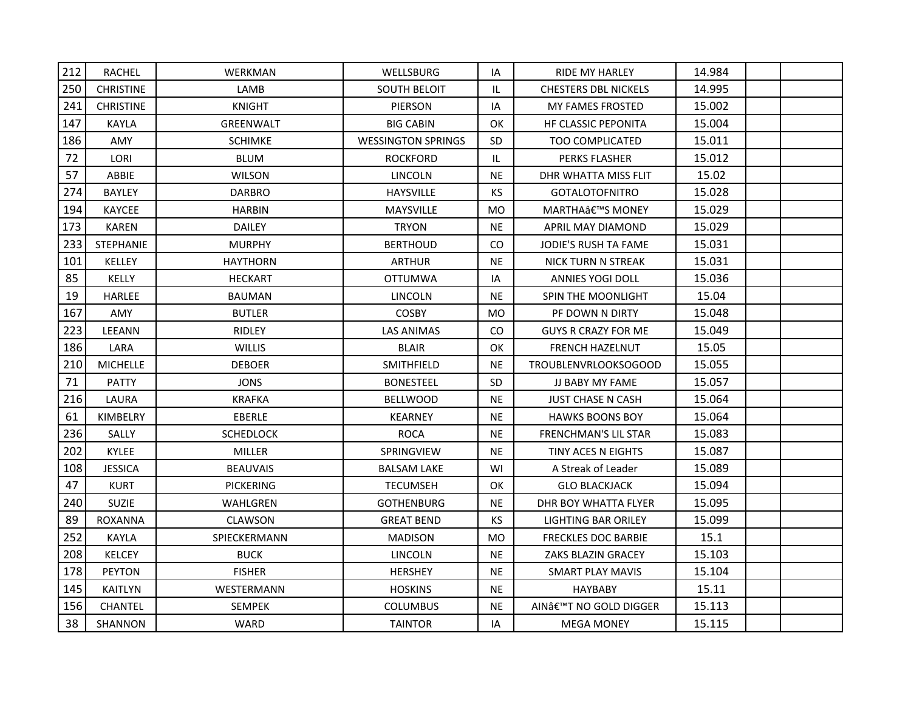| 212 | RACHEL | WERKMAN | WELLSBURG | IA | RIDE MY HARLEY | 14.984 | | |
|---|---|---|---|---|---|---|---|---|
| 250 | CHRISTINE | LAMB | SOUTH BELOIT | IL | CHESTERS DBL NICKELS | 14.995 | | |
| 241 | CHRISTINE | KNIGHT | PIERSON | IA | MY FAMES FROSTED | 15.002 | | |
| 147 | KAYLA | GREENWALT | BIG CABIN | OK | HF CLASSIC PEPONITA | 15.004 | | |
| 186 | AMY | SCHIMKE | WESSINGTON SPRINGS | SD | TOO COMPLICATED | 15.011 | | |
| 72 | LORI | BLUM | ROCKFORD | IL | PERKS FLASHER | 15.012 | | |
| 57 | ABBIE | WILSON | LINCOLN | NE | DHR WHATTA MISS FLIT | 15.02 | | |
| 274 | BAYLEY | DARBRO | HAYSVILLE | KS | GOTALOTOFNITRO | 15.028 | | |
| 194 | KAYCEE | HARBIN | MAYSVILLE | MO | MARTHAâ€™S MONEY | 15.029 | | |
| 173 | KAREN | DAILEY | TRYON | NE | APRIL MAY DIAMOND | 15.029 | | |
| 233 | STEPHANIE | MURPHY | BERTHOUD | CO | JODIE'S RUSH TA FAME | 15.031 | | |
| 101 | KELLEY | HAYTHORN | ARTHUR | NE | NICK TURN N STREAK | 15.031 | | |
| 85 | KELLY | HECKART | OTTUMWA | IA | ANNIES YOGI DOLL | 15.036 | | |
| 19 | HARLEE | BAUMAN | LINCOLN | NE | SPIN THE MOONLIGHT | 15.04 | | |
| 167 | AMY | BUTLER | COSBY | MO | PF DOWN N DIRTY | 15.048 | | |
| 223 | LEEANN | RIDLEY | LAS ANIMAS | CO | GUYS R CRAZY FOR ME | 15.049 | | |
| 186 | LARA | WILLIS | BLAIR | OK | FRENCH HAZELNUT | 15.05 | | |
| 210 | MICHELLE | DEBOER | SMITHFIELD | NE | TROUBLENVRLOOKSOGOOD | 15.055 | | |
| 71 | PATTY | JONS | BONESTEEL | SD | JJ BABY MY FAME | 15.057 | | |
| 216 | LAURA | KRAFKA | BELLWOOD | NE | JUST CHASE N CASH | 15.064 | | |
| 61 | KIMBELRY | EBERLE | KEARNEY | NE | HAWKS BOONS BOY | 15.064 | | |
| 236 | SALLY | SCHEDLOCK | ROCA | NE | FRENCHMAN'S LIL STAR | 15.083 | | |
| 202 | KYLEE | MILLER | SPRINGVIEW | NE | TINY ACES N EIGHTS | 15.087 | | |
| 108 | JESSICA | BEAUVAIS | BALSAM LAKE | WI | A Streak of Leader | 15.089 | | |
| 47 | KURT | PICKERING | TECUMSEH | OK | GLO BLACKJACK | 15.094 | | |
| 240 | SUZIE | WAHLGREN | GOTHENBURG | NE | DHR BOY WHATTA FLYER | 15.095 | | |
| 89 | ROXANNA | CLAWSON | GREAT BEND | KS | LIGHTING BAR ORILEY | 15.099 | | |
| 252 | KAYLA | SPIECKERMANN | MADISON | MO | FRECKLES DOC BARBIE | 15.1 | | |
| 208 | KELCEY | BUCK | LINCOLN | NE | ZAKS BLAZIN GRACEY | 15.103 | | |
| 178 | PEYTON | FISHER | HERSHEY | NE | SMART PLAY MAVIS | 15.104 | | |
| 145 | KAITLYN | WESTERMANN | HOSKINS | NE | HAYBABY | 15.11 | | |
| 156 | CHANTEL | SEMPEK | COLUMBUS | NE | AINâ€™T NO GOLD DIGGER | 15.113 | | |
| 38 | SHANNON | WARD | TAINTOR | IA | MEGA MONEY | 15.115 | | |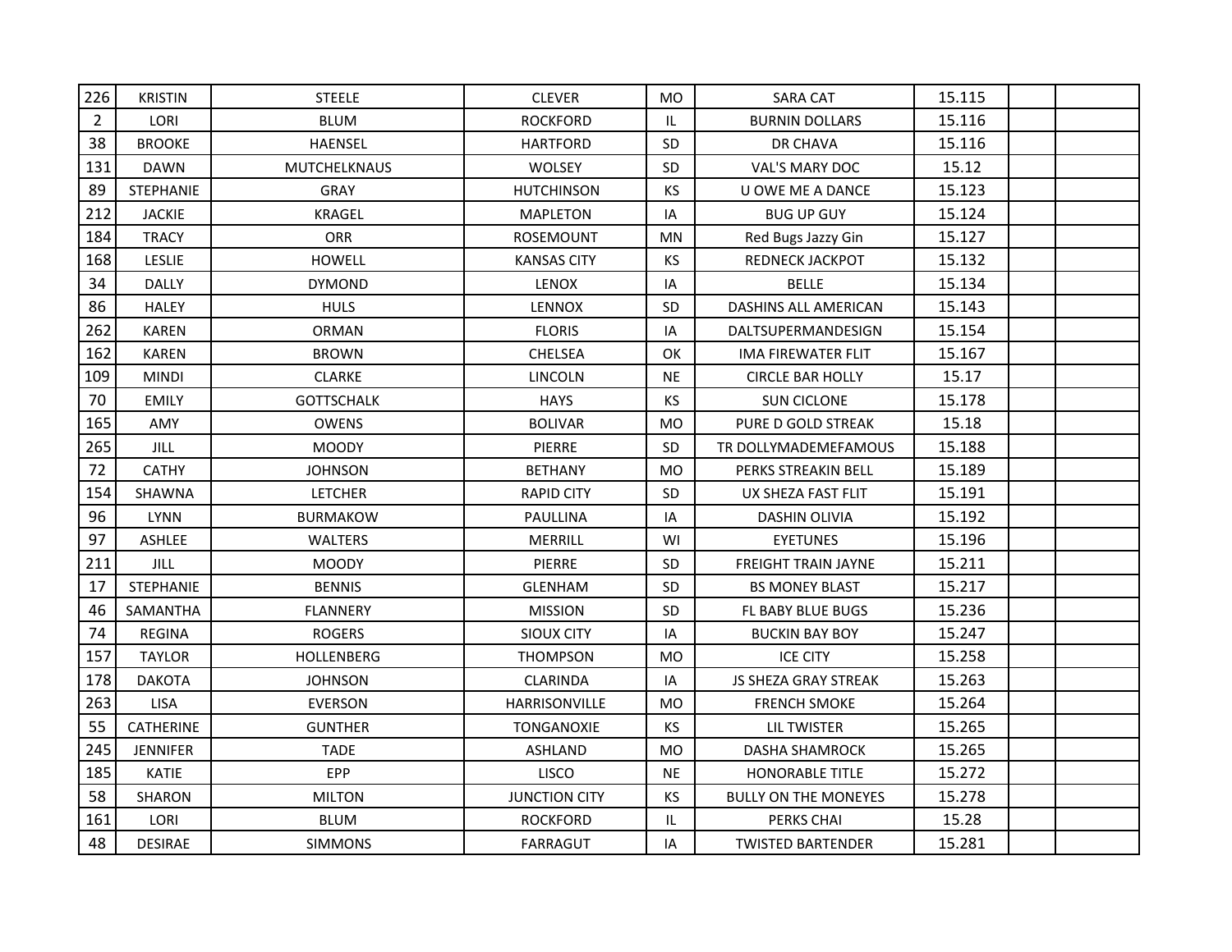| 226 | KRISTIN | STEELE | CLEVER | MO | SARA CAT | 15.115 | | |
|---|---|---|---|---|---|---|---|---|
| 2 | LORI | BLUM | ROCKFORD | IL | BURNIN DOLLARS | 15.116 | | |
| 38 | BROOKE | HAENSEL | HARTFORD | SD | DR CHAVA | 15.116 | | |
| 131 | DAWN | MUTCHELKNAUS | WOLSEY | SD | VAL'S MARY DOC | 15.12 | | |
| 89 | STEPHANIE | GRAY | HUTCHINSON | KS | U OWE ME A DANCE | 15.123 | | |
| 212 | JACKIE | KRAGEL | MAPLETON | IA | BUG UP GUY | 15.124 | | |
| 184 | TRACY | ORR | ROSEMOUNT | MN | Red Bugs Jazzy Gin | 15.127 | | |
| 168 | LESLIE | HOWELL | KANSAS CITY | KS | REDNECK JACKPOT | 15.132 | | |
| 34 | DALLY | DYMOND | LENOX | IA | BELLE | 15.134 | | |
| 86 | HALEY | HULS | LENNOX | SD | DASHINS ALL AMERICAN | 15.143 | | |
| 262 | KAREN | ORMAN | FLORIS | IA | DALTSUPERMANDESIGN | 15.154 | | |
| 162 | KAREN | BROWN | CHELSEA | OK | IMA FIREWATER FLIT | 15.167 | | |
| 109 | MINDI | CLARKE | LINCOLN | NE | CIRCLE BAR HOLLY | 15.17 | | |
| 70 | EMILY | GOTTSCHALK | HAYS | KS | SUN CICLONE | 15.178 | | |
| 165 | AMY | OWENS | BOLIVAR | MO | PURE D GOLD STREAK | 15.18 | | |
| 265 | JILL | MOODY | PIERRE | SD | TR DOLLYMADEMEFAMOUS | 15.188 | | |
| 72 | CATHY | JOHNSON | BETHANY | MO | PERKS STREAKIN BELL | 15.189 | | |
| 154 | SHAWNA | LETCHER | RAPID CITY | SD | UX SHEZA FAST FLIT | 15.191 | | |
| 96 | LYNN | BURMAKOW | PAULLINA | IA | DASHIN OLIVIA | 15.192 | | |
| 97 | ASHLEE | WALTERS | MERRILL | WI | EYETUNES | 15.196 | | |
| 211 | JILL | MOODY | PIERRE | SD | FREIGHT TRAIN JAYNE | 15.211 | | |
| 17 | STEPHANIE | BENNIS | GLENHAM | SD | BS MONEY BLAST | 15.217 | | |
| 46 | SAMANTHA | FLANNERY | MISSION | SD | FL BABY BLUE BUGS | 15.236 | | |
| 74 | REGINA | ROGERS | SIOUX CITY | IA | BUCKIN BAY BOY | 15.247 | | |
| 157 | TAYLOR | HOLLENBERG | THOMPSON | MO | ICE CITY | 15.258 | | |
| 178 | DAKOTA | JOHNSON | CLARINDA | IA | JS SHEZA GRAY STREAK | 15.263 | | |
| 263 | LISA | EVERSON | HARRISONVILLE | MO | FRENCH SMOKE | 15.264 | | |
| 55 | CATHERINE | GUNTHER | TONGANOXIE | KS | LIL TWISTER | 15.265 | | |
| 245 | JENNIFER | TADE | ASHLAND | MO | DASHA SHAMROCK | 15.265 | | |
| 185 | KATIE | EPP | LISCO | NE | HONORABLE TITLE | 15.272 | | |
| 58 | SHARON | MILTON | JUNCTION CITY | KS | BULLY ON THE MONEYES | 15.278 | | |
| 161 | LORI | BLUM | ROCKFORD | IL | PERKS CHAI | 15.28 | | |
| 48 | DESIRAE | SIMMONS | FARRAGUT | IA | TWISTED BARTENDER | 15.281 | | |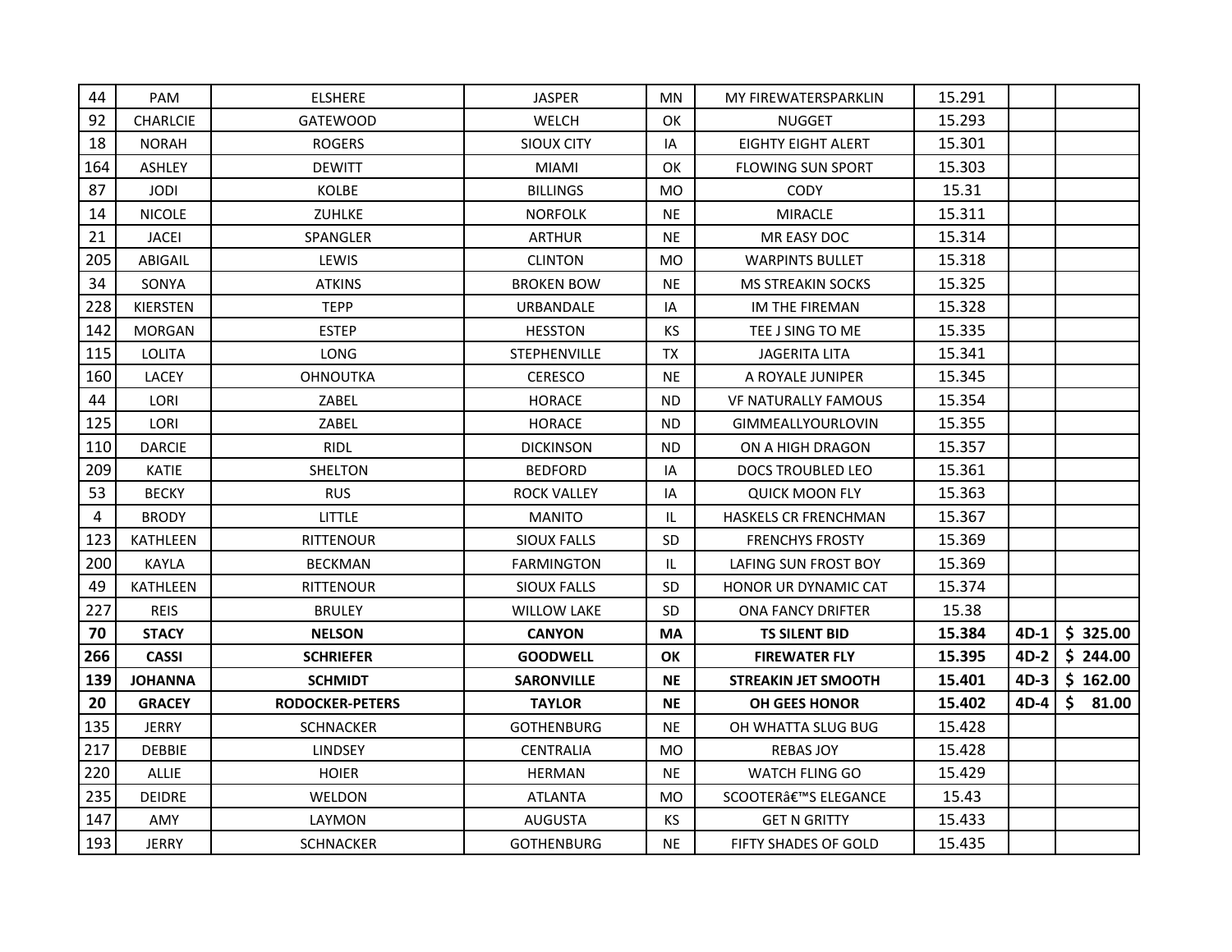| | | | | | | | | |
|---|---|---|---|---|---|---|---|---|
| 44 | PAM | ELSHERE | JASPER | MN | MY FIREWATERSPARKLIN | 15.291 | | |
| 92 | CHARLCIE | GATEWOOD | WELCH | OK | NUGGET | 15.293 | | |
| 18 | NORAH | ROGERS | SIOUX CITY | IA | EIGHTY EIGHT ALERT | 15.301 | | |
| 164 | ASHLEY | DEWITT | MIAMI | OK | FLOWING SUN SPORT | 15.303 | | |
| 87 | JODI | KOLBE | BILLINGS | MO | CODY | 15.31 | | |
| 14 | NICOLE | ZUHLKE | NORFOLK | NE | MIRACLE | 15.311 | | |
| 21 | JACEI | SPANGLER | ARTHUR | NE | MR EASY DOC | 15.314 | | |
| 205 | ABIGAIL | LEWIS | CLINTON | MO | WARPINTS BULLET | 15.318 | | |
| 34 | SONYA | ATKINS | BROKEN BOW | NE | MS STREAKIN SOCKS | 15.325 | | |
| 228 | KIERSTEN | TEPP | URBANDALE | IA | IM THE FIREMAN | 15.328 | | |
| 142 | MORGAN | ESTEP | HESSTON | KS | TEE J SING TO ME | 15.335 | | |
| 115 | LOLITA | LONG | STEPHENVILLE | TX | JAGERITA LITA | 15.341 | | |
| 160 | LACEY | OHNOUTKA | CERESCO | NE | A ROYALE JUNIPER | 15.345 | | |
| 44 | LORI | ZABEL | HORACE | ND | VF NATURALLY FAMOUS | 15.354 | | |
| 125 | LORI | ZABEL | HORACE | ND | GIMMEALLYOURLOVIN | 15.355 | | |
| 110 | DARCIE | RIDL | DICKINSON | ND | ON A HIGH DRAGON | 15.357 | | |
| 209 | KATIE | SHELTON | BEDFORD | IA | DOCS TROUBLED LEO | 15.361 | | |
| 53 | BECKY | RUS | ROCK VALLEY | IA | QUICK MOON FLY | 15.363 | | |
| 4 | BRODY | LITTLE | MANITO | IL | HASKELS CR FRENCHMAN | 15.367 | | |
| 123 | KATHLEEN | RITTENOUR | SIOUX FALLS | SD | FRENCHYS FROSTY | 15.369 | | |
| 200 | KAYLA | BECKMAN | FARMINGTON | IL | LAFING SUN FROST BOY | 15.369 | | |
| 49 | KATHLEEN | RITTENOUR | SIOUX FALLS | SD | HONOR UR DYNAMIC CAT | 15.374 | | |
| 227 | REIS | BRULEY | WILLOW LAKE | SD | ONA FANCY DRIFTER | 15.38 | | |
| **70** | **STACY** | **NELSON** | **CANYON** | **MA** | **TS SILENT BID** | **15.384** | **4D-1** | **$ 325.00** |
| **266** | **CASSI** | **SCHRIEFER** | **GOODWELL** | **OK** | **FIREWATER FLY** | **15.395** | **4D-2** | **$ 244.00** |
| **139** | **JOHANNA** | **SCHMIDT** | **SARONVILLE** | **NE** | **STREAKIN JET SMOOTH** | **15.401** | **4D-3** | **$ 162.00** |
| **20** | **GRACEY** | **RODOCKER-PETERS** | **TAYLOR** | **NE** | **OH GEES HONOR** | **15.402** | **4D-4** | **$ 81.00** |
| 135 | JERRY | SCHNACKER | GOTHENBURG | NE | OH WHATTA SLUG BUG | 15.428 | | |
| 217 | DEBBIE | LINDSEY | CENTRALIA | MO | REBAS JOY | 15.428 | | |
| 220 | ALLIE | HOIER | HERMAN | NE | WATCH FLING GO | 15.429 | | |
| 235 | DEIDRE | WELDON | ATLANTA | MO | SCOOTERâ€™S ELEGANCE | 15.43 | | |
| 147 | AMY | LAYMON | AUGUSTA | KS | GET N GRITTY | 15.433 | | |
| 193 | JERRY | SCHNACKER | GOTHENBURG | NE | FIFTY SHADES OF GOLD | 15.435 | | |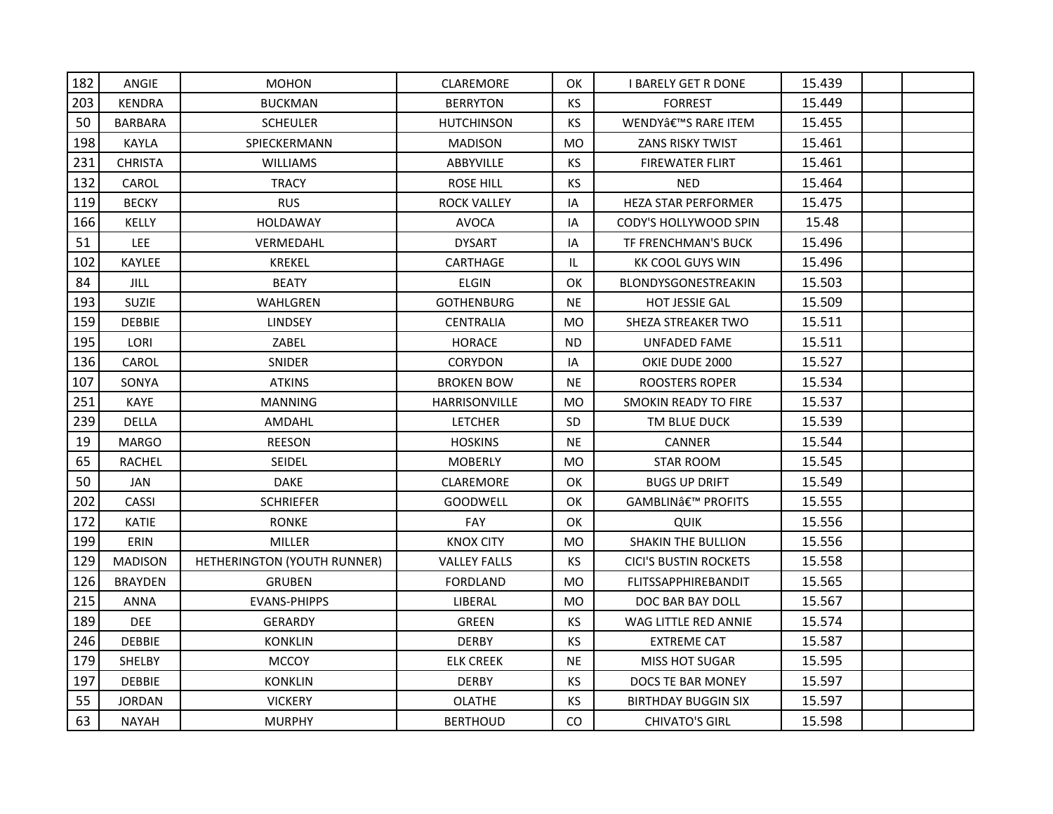| | | | | | | | | |
|---|---|---|---|---|---|---|---|---|
| 182 | ANGIE | MOHON | CLAREMORE | OK | I BARELY GET R DONE | 15.439 | | |
| 203 | KENDRA | BUCKMAN | BERRYTON | KS | FORREST | 15.449 | | |
| 50 | BARBARA | SCHEULER | HUTCHINSON | KS | WENDYâ€™S RARE ITEM | 15.455 | | |
| 198 | KAYLA | SPIECKERMANN | MADISON | MO | ZANS RISKY TWIST | 15.461 | | |
| 231 | CHRISTA | WILLIAMS | ABBYVILLE | KS | FIREWATER FLIRT | 15.461 | | |
| 132 | CAROL | TRACY | ROSE HILL | KS | NED | 15.464 | | |
| 119 | BECKY | RUS | ROCK VALLEY | IA | HEZA STAR PERFORMER | 15.475 | | |
| 166 | KELLY | HOLDAWAY | AVOCA | IA | CODY'S HOLLYWOOD SPIN | 15.48 | | |
| 51 | LEE | VERMEDAHL | DYSART | IA | TF FRENCHMAN'S BUCK | 15.496 | | |
| 102 | KAYLEE | KREKEL | CARTHAGE | IL | KK COOL GUYS WIN | 15.496 | | |
| 84 | JILL | BEATY | ELGIN | OK | BLONDYSGONESTREAKIN | 15.503 | | |
| 193 | SUZIE | WAHLGREN | GOTHENBURG | NE | HOT JESSIE GAL | 15.509 | | |
| 159 | DEBBIE | LINDSEY | CENTRALIA | MO | SHEZA STREAKER TWO | 15.511 | | |
| 195 | LORI | ZABEL | HORACE | ND | UNFADED FAME | 15.511 | | |
| 136 | CAROL | SNIDER | CORYDON | IA | OKIE DUDE 2000 | 15.527 | | |
| 107 | SONYA | ATKINS | BROKEN BOW | NE | ROOSTERS ROPER | 15.534 | | |
| 251 | KAYE | MANNING | HARRISONVILLE | MO | SMOKIN READY TO FIRE | 15.537 | | |
| 239 | DELLA | AMDAHL | LETCHER | SD | TM BLUE DUCK | 15.539 | | |
| 19 | MARGO | REESON | HOSKINS | NE | CANNER | 15.544 | | |
| 65 | RACHEL | SEIDEL | MOBERLY | MO | STAR ROOM | 15.545 | | |
| 50 | JAN | DAKE | CLAREMORE | OK | BUGS UP DRIFT | 15.549 | | |
| 202 | CASSI | SCHRIEFER | GOODWELL | OK | GAMBLINâ€™ PROFITS | 15.555 | | |
| 172 | KATIE | RONKE | FAY | OK | QUIK | 15.556 | | |
| 199 | ERIN | MILLER | KNOX CITY | MO | SHAKIN THE BULLION | 15.556 | | |
| 129 | MADISON | HETHERINGTON (YOUTH RUNNER) | VALLEY FALLS | KS | CICI'S BUSTIN ROCKETS | 15.558 | | |
| 126 | BRAYDEN | GRUBEN | FORDLAND | MO | FLITSSAPPHIREBANDIT | 15.565 | | |
| 215 | ANNA | EVANS-PHIPPS | LIBERAL | MO | DOC BAR BAY DOLL | 15.567 | | |
| 189 | DEE | GERARDY | GREEN | KS | WAG LITTLE RED ANNIE | 15.574 | | |
| 246 | DEBBIE | KONKLIN | DERBY | KS | EXTREME CAT | 15.587 | | |
| 179 | SHELBY | MCCOY | ELK CREEK | NE | MISS HOT SUGAR | 15.595 | | |
| 197 | DEBBIE | KONKLIN | DERBY | KS | DOCS TE BAR MONEY | 15.597 | | |
| 55 | JORDAN | VICKERY | OLATHE | KS | BIRTHDAY BUGGIN SIX | 15.597 | | |
| 63 | NAYAH | MURPHY | BERTHOUD | CO | CHIVATO'S GIRL | 15.598 | | |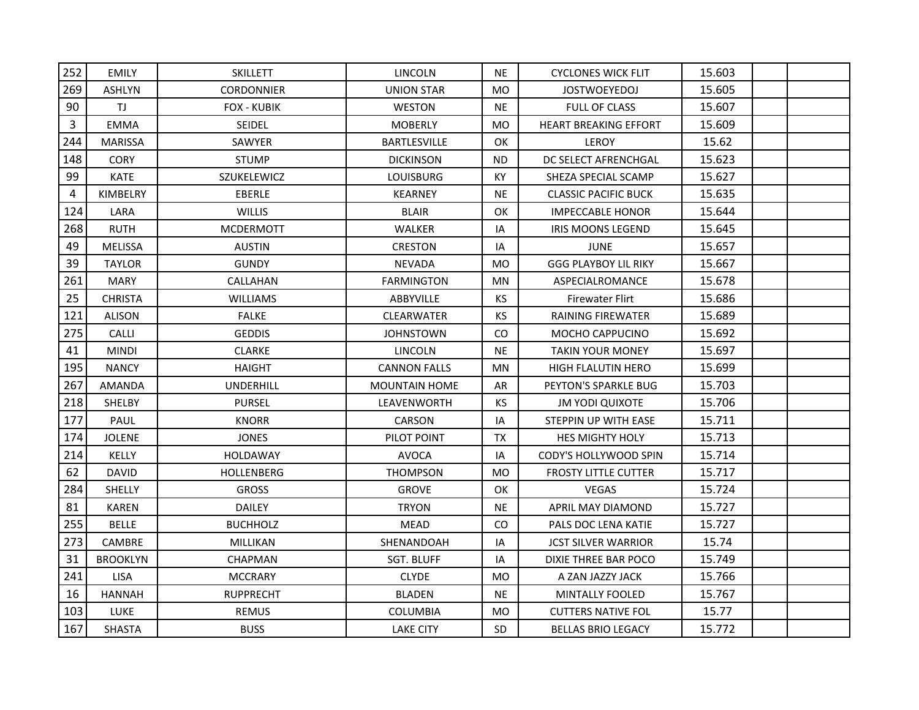| | | | | | | | | |
|---|---|---|---|---|---|---|---|---|
| 252 | EMILY | SKILLETT | LINCOLN | NE | CYCLONES WICK FLIT | 15.603 | | |
| 269 | ASHLYN | CORDONNIER | UNION STAR | MO | JOSTWOEYEDOJ | 15.605 | | |
| 90 | TJ | FOX - KUBIK | WESTON | NE | FULL OF CLASS | 15.607 | | |
| 3 | EMMA | SEIDEL | MOBERLY | MO | HEART BREAKING EFFORT | 15.609 | | |
| 244 | MARISSA | SAWYER | BARTLESVILLE | OK | LEROY | 15.62 | | |
| 148 | CORY | STUMP | DICKINSON | ND | DC SELECT AFRENCHGAL | 15.623 | | |
| 99 | KATE | SZUKELEWICZ | LOUISBURG | KY | SHEZA SPECIAL SCAMP | 15.627 | | |
| 4 | KIMBELRY | EBERLE | KEARNEY | NE | CLASSIC PACIFIC BUCK | 15.635 | | |
| 124 | LARA | WILLIS | BLAIR | OK | IMPECCABLE HONOR | 15.644 | | |
| 268 | RUTH | MCDERMOTT | WALKER | IA | IRIS MOONS LEGEND | 15.645 | | |
| 49 | MELISSA | AUSTIN | CRESTON | IA | JUNE | 15.657 | | |
| 39 | TAYLOR | GUNDY | NEVADA | MO | GGG PLAYBOY LIL RIKY | 15.667 | | |
| 261 | MARY | CALLAHAN | FARMINGTON | MN | ASPECIALROMANCE | 15.678 | | |
| 25 | CHRISTA | WILLIAMS | ABBYVILLE | KS | Firewater Flirt | 15.686 | | |
| 121 | ALISON | FALKE | CLEARWATER | KS | RAINING FIREWATER | 15.689 | | |
| 275 | CALLI | GEDDIS | JOHNSTOWN | CO | MOCHO CAPPUCINO | 15.692 | | |
| 41 | MINDI | CLARKE | LINCOLN | NE | TAKIN YOUR MONEY | 15.697 | | |
| 195 | NANCY | HAIGHT | CANNON FALLS | MN | HIGH FLALUTIN HERO | 15.699 | | |
| 267 | AMANDA | UNDERHILL | MOUNTAIN HOME | AR | PEYTON'S SPARKLE BUG | 15.703 | | |
| 218 | SHELBY | PURSEL | LEAVENWORTH | KS | JM YODI QUIXOTE | 15.706 | | |
| 177 | PAUL | KNORR | CARSON | IA | STEPPIN UP WITH EASE | 15.711 | | |
| 174 | JOLENE | JONES | PILOT POINT | TX | HES MIGHTY HOLY | 15.713 | | |
| 214 | KELLY | HOLDAWAY | AVOCA | IA | CODY'S HOLLYWOOD SPIN | 15.714 | | |
| 62 | DAVID | HOLLENBERG | THOMPSON | MO | FROSTY LITTLE CUTTER | 15.717 | | |
| 284 | SHELLY | GROSS | GROVE | OK | VEGAS | 15.724 | | |
| 81 | KAREN | DAILEY | TRYON | NE | APRIL MAY DIAMOND | 15.727 | | |
| 255 | BELLE | BUCHHOLZ | MEAD | CO | PALS DOC LENA KATIE | 15.727 | | |
| 273 | CAMBRE | MILLIKAN | SHENANDOAH | IA | JCST SILVER WARRIOR | 15.74 | | |
| 31 | BROOKLYN | CHAPMAN | SGT. BLUFF | IA | DIXIE THREE BAR POCO | 15.749 | | |
| 241 | LISA | MCCRARY | CLYDE | MO | A ZAN JAZZY JACK | 15.766 | | |
| 16 | HANNAH | RUPPRECHT | BLADEN | NE | MINTALLY FOOLED | 15.767 | | |
| 103 | LUKE | REMUS | COLUMBIA | MO | CUTTERS NATIVE FOL | 15.77 | | |
| 167 | SHASTA | BUSS | LAKE CITY | SD | BELLAS BRIO LEGACY | 15.772 | | |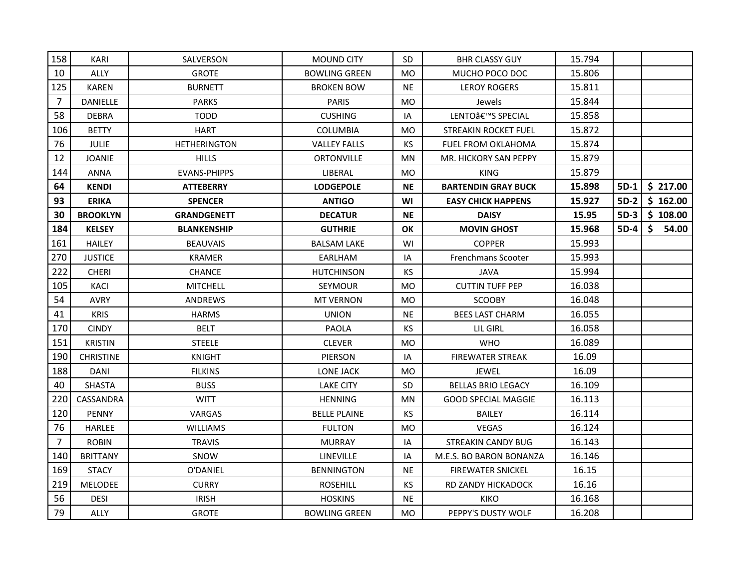| 158 | KARI | SALVERSON | MOUND CITY | SD | BHR CLASSY GUY | 15.794 | | |
|---|---|---|---|---|---|---|---|---|
| 10 | ALLY | GROTE | BOWLING GREEN | MO | MUCHO POCO DOC | 15.806 | | |
| 125 | KAREN | BURNETT | BROKEN BOW | NE | LEROY ROGERS | 15.811 | | |
| 7 | DANIELLE | PARKS | PARIS | MO | Jewels | 15.844 | | |
| 58 | DEBRA | TODD | CUSHING | IA | LENTOâ€™S SPECIAL | 15.858 | | |
| 106 | BETTY | HART | COLUMBIA | MO | STREAKIN ROCKET FUEL | 15.872 | | |
| 76 | JULIE | HETHERINGTON | VALLEY FALLS | KS | FUEL FROM OKLAHOMA | 15.874 | | |
| 12 | JOANIE | HILLS | ORTONVILLE | MN | MR. HICKORY SAN PEPPY | 15.879 | | |
| 144 | ANNA | EVANS-PHIPPS | LIBERAL | MO | KING | 15.879 | | |
| **64** | **KENDI** | **ATTEBERRY** | **LODGEPOLE** | **NE** | **BARTENDIN GRAY BUCK** | **15.898** | **5D-1** | **$ 217.00** |
| **93** | **ERIKA** | **SPENCER** | **ANTIGO** | **WI** | **EASY CHICK HAPPENS** | **15.927** | **5D-2** | **$ 162.00** |
| **30** | **BROOKLYN** | **GRANDGENETT** | **DECATUR** | **NE** | **DAISY** | **15.95** | **5D-3** | **$ 108.00** |
| **184** | **KELSEY** | **BLANKENSHIP** | **GUTHRIE** | **OK** | **MOVIN GHOST** | **15.968** | **5D-4** | **$ 54.00** |
| 161 | HAILEY | BEAUVAIS | BALSAM LAKE | WI | COPPER | 15.993 | | |
| 270 | JUSTICE | KRAMER | EARLHAM | IA | Frenchmans Scooter | 15.993 | | |
| 222 | CHERI | CHANCE | HUTCHINSON | KS | JAVA | 15.994 | | |
| 105 | KACI | MITCHELL | SEYMOUR | MO | CUTTIN TUFF PEP | 16.038 | | |
| 54 | AVRY | ANDREWS | MT VERNON | MO | SCOOBY | 16.048 | | |
| 41 | KRIS | HARMS | UNION | NE | BEES LAST CHARM | 16.055 | | |
| 170 | CINDY | BELT | PAOLA | KS | LIL GIRL | 16.058 | | |
| 151 | KRISTIN | STEELE | CLEVER | MO | WHO | 16.089 | | |
| 190 | CHRISTINE | KNIGHT | PIERSON | IA | FIREWATER STREAK | 16.09 | | |
| 188 | DANI | FILKINS | LONE JACK | MO | JEWEL | 16.09 | | |
| 40 | SHASTA | BUSS | LAKE CITY | SD | BELLAS BRIO LEGACY | 16.109 | | |
| 220 | CASSANDRA | WITT | HENNING | MN | GOOD SPECIAL MAGGIE | 16.113 | | |
| 120 | PENNY | VARGAS | BELLE PLAINE | KS | BAILEY | 16.114 | | |
| 76 | HARLEE | WILLIAMS | FULTON | MO | VEGAS | 16.124 | | |
| 7 | ROBIN | TRAVIS | MURRAY | IA | STREAKIN CANDY BUG | 16.143 | | |
| 140 | BRITTANY | SNOW | LINEVILLE | IA | M.E.S. BO BARON BONANZA | 16.146 | | |
| 169 | STACY | O'DANIEL | BENNINGTON | NE | FIREWATER SNICKEL | 16.15 | | |
| 219 | MELODEE | CURRY | ROSEHILL | KS | RD ZANDY HICKADOCK | 16.16 | | |
| 56 | DESI | IRISH | HOSKINS | NE | KIKO | 16.168 | | |
| 79 | ALLY | GROTE | BOWLING GREEN | MO | PEPPY'S DUSTY WOLF | 16.208 | | |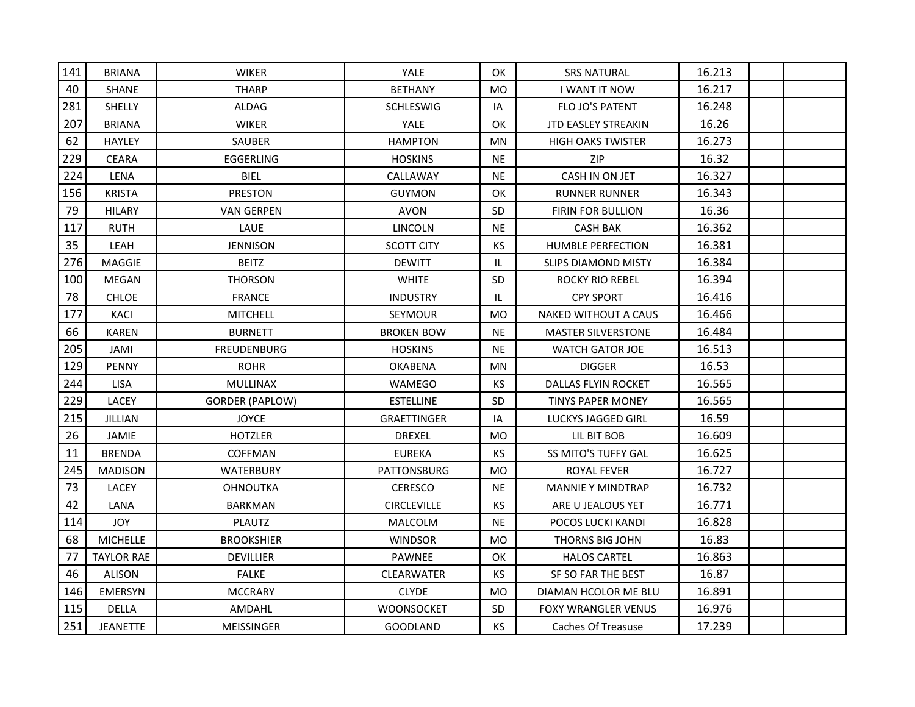| | | | | | | | | |
|---|---|---|---|---|---|---|---|---|
| 141 | BRIANA | WIKER | YALE | OK | SRS NATURAL | 16.213 | | |
| 40 | SHANE | THARP | BETHANY | MO | I WANT IT NOW | 16.217 | | |
| 281 | SHELLY | ALDAG | SCHLESWIG | IA | FLO JO'S PATENT | 16.248 | | |
| 207 | BRIANA | WIKER | YALE | OK | JTD EASLEY STREAKIN | 16.26 | | |
| 62 | HAYLEY | SAUBER | HAMPTON | MN | HIGH OAKS TWISTER | 16.273 | | |
| 229 | CEARA | EGGERLING | HOSKINS | NE | ZIP | 16.32 | | |
| 224 | LENA | BIEL | CALLAWAY | NE | CASH IN ON JET | 16.327 | | |
| 156 | KRISTA | PRESTON | GUYMON | OK | RUNNER RUNNER | 16.343 | | |
| 79 | HILARY | VAN GERPEN | AVON | SD | FIRIN FOR BULLION | 16.36 | | |
| 117 | RUTH | LAUE | LINCOLN | NE | CASH BAK | 16.362 | | |
| 35 | LEAH | JENNISON | SCOTT CITY | KS | HUMBLE PERFECTION | 16.381 | | |
| 276 | MAGGIE | BEITZ | DEWITT | IL | SLIPS DIAMOND MISTY | 16.384 | | |
| 100 | MEGAN | THORSON | WHITE | SD | ROCKY RIO REBEL | 16.394 | | |
| 78 | CHLOE | FRANCE | INDUSTRY | IL | CPY SPORT | 16.416 | | |
| 177 | KACI | MITCHELL | SEYMOUR | MO | NAKED WITHOUT A CAUS | 16.466 | | |
| 66 | KAREN | BURNETT | BROKEN BOW | NE | MASTER SILVERSTONE | 16.484 | | |
| 205 | JAMI | FREUDENBURG | HOSKINS | NE | WATCH GATOR JOE | 16.513 | | |
| 129 | PENNY | ROHR | OKABENA | MN | DIGGER | 16.53 | | |
| 244 | LISA | MULLINAX | WAMEGO | KS | DALLAS FLYIN ROCKET | 16.565 | | |
| 229 | LACEY | GORDER (PAPLOW) | ESTELLINE | SD | TINYS PAPER MONEY | 16.565 | | |
| 215 | JILLIAN | JOYCE | GRAETTINGER | IA | LUCKYS JAGGED GIRL | 16.59 | | |
| 26 | JAMIE | HOTZLER | DREXEL | MO | LIL BIT BOB | 16.609 | | |
| 11 | BRENDA | COFFMAN | EUREKA | KS | SS MITO'S TUFFY GAL | 16.625 | | |
| 245 | MADISON | WATERBURY | PATTONSBURG | MO | ROYAL FEVER | 16.727 | | |
| 73 | LACEY | OHNOUTKA | CERESCO | NE | MANNIE Y MINDTRAP | 16.732 | | |
| 42 | LANA | BARKMAN | CIRCLEVILLE | KS | ARE U JEALOUS YET | 16.771 | | |
| 114 | JOY | PLAUTZ | MALCOLM | NE | POCOS LUCKI KANDI | 16.828 | | |
| 68 | MICHELLE | BROOKSHIER | WINDSOR | MO | THORNS BIG JOHN | 16.83 | | |
| 77 | TAYLOR RAE | DEVILLIER | PAWNEE | OK | HALOS CARTEL | 16.863 | | |
| 46 | ALISON | FALKE | CLEARWATER | KS | SF SO FAR THE BEST | 16.87 | | |
| 146 | EMERSYN | MCCRARY | CLYDE | MO | DIAMAN HCOLOR ME BLU | 16.891 | | |
| 115 | DELLA | AMDAHL | WOONSOCKET | SD | FOXY WRANGLER VENUS | 16.976 | | |
| 251 | JEANETTE | MEISSINGER | GOODLAND | KS | Caches Of Treasuse | 17.239 | | |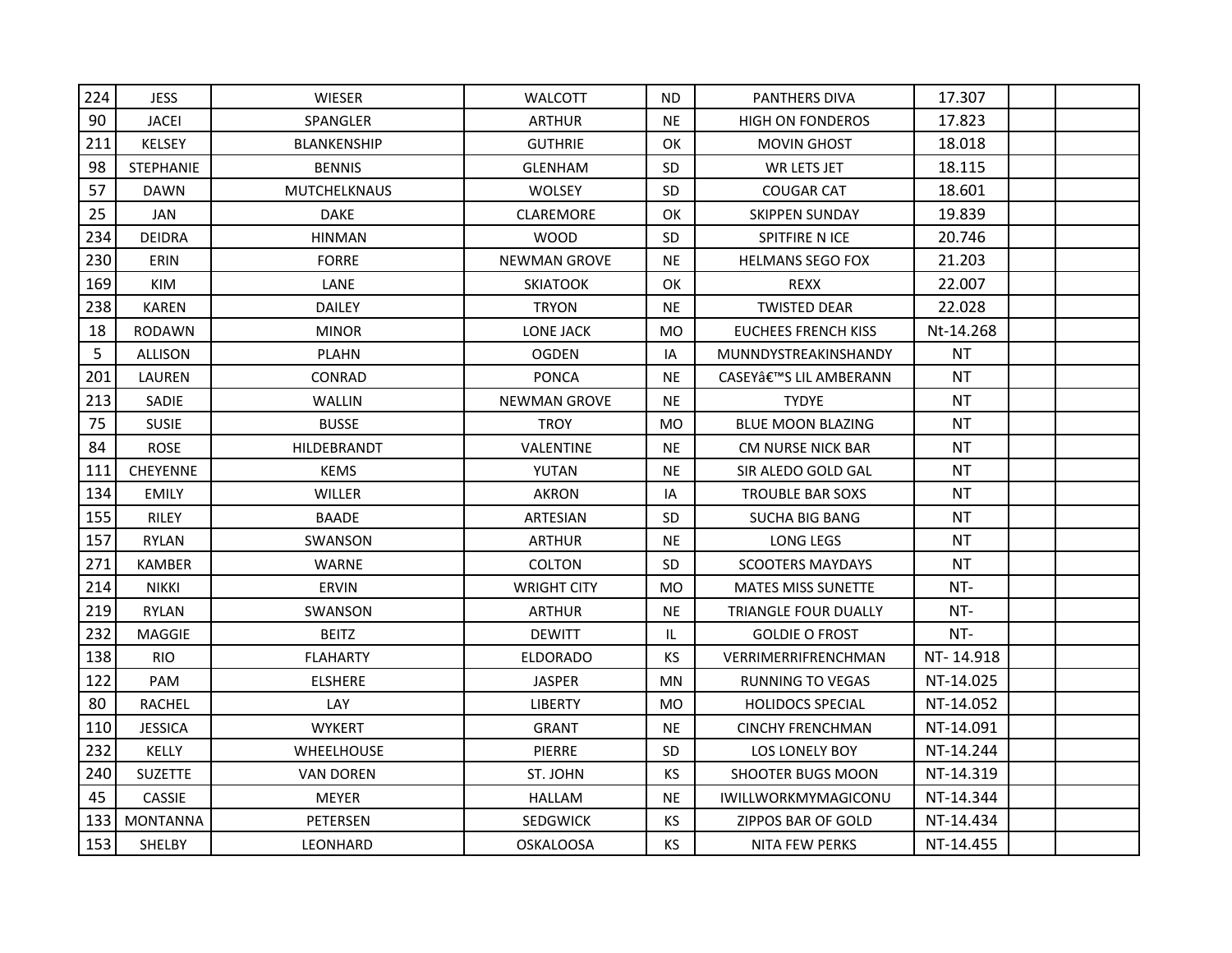| | | | | | | | | |
|---|---|---|---|---|---|---|---|---|
| 224 | JESS | WIESER | WALCOTT | ND | PANTHERS DIVA | 17.307 | | |
| 90 | JACEI | SPANGLER | ARTHUR | NE | HIGH ON FONDEROS | 17.823 | | |
| 211 | KELSEY | BLANKENSHIP | GUTHRIE | OK | MOVIN GHOST | 18.018 | | |
| 98 | STEPHANIE | BENNIS | GLENHAM | SD | WR LETS JET | 18.115 | | |
| 57 | DAWN | MUTCHELKNAUS | WOLSEY | SD | COUGAR CAT | 18.601 | | |
| 25 | JAN | DAKE | CLAREMORE | OK | SKIPPEN SUNDAY | 19.839 | | |
| 234 | DEIDRA | HINMAN | WOOD | SD | SPITFIRE N ICE | 20.746 | | |
| 230 | ERIN | FORRE | NEWMAN GROVE | NE | HELMANS SEGO FOX | 21.203 | | |
| 169 | KIM | LANE | SKIATOOK | OK | REXX | 22.007 | | |
| 238 | KAREN | DAILEY | TRYON | NE | TWISTED DEAR | 22.028 | | |
| 18 | RODAWN | MINOR | LONE JACK | MO | EUCHEES FRENCH KISS | Nt-14.268 | | |
| 5 | ALLISON | PLAHN | OGDEN | IA | MUNNDYSTREAKINSHANDY | NT | | |
| 201 | LAUREN | CONRAD | PONCA | NE | CASEYâ€™S LIL AMBERANN | NT | | |
| 213 | SADIE | WALLIN | NEWMAN GROVE | NE | TYDYE | NT | | |
| 75 | SUSIE | BUSSE | TROY | MO | BLUE MOON BLAZING | NT | | |
| 84 | ROSE | HILDEBRANDT | VALENTINE | NE | CM NURSE NICK BAR | NT | | |
| 111 | CHEYENNE | KEMS | YUTAN | NE | SIR ALEDO GOLD GAL | NT | | |
| 134 | EMILY | WILLER | AKRON | IA | TROUBLE BAR SOXS | NT | | |
| 155 | RILEY | BAADE | ARTESIAN | SD | SUCHA BIG BANG | NT | | |
| 157 | RYLAN | SWANSON | ARTHUR | NE | LONG LEGS | NT | | |
| 271 | KAMBER | WARNE | COLTON | SD | SCOOTERS MAYDAYS | NT | | |
| 214 | NIKKI | ERVIN | WRIGHT CITY | MO | MATES MISS SUNETTE | NT- | | |
| 219 | RYLAN | SWANSON | ARTHUR | NE | TRIANGLE FOUR DUALLY | NT- | | |
| 232 | MAGGIE | BEITZ | DEWITT | IL | GOLDIE O FROST | NT- | | |
| 138 | RIO | FLAHARTY | ELDORADO | KS | VERRIMERRIFRENCHMAN | NT- 14.918 | | |
| 122 | PAM | ELSHERE | JASPER | MN | RUNNING TO VEGAS | NT-14.025 | | |
| 80 | RACHEL | LAY | LIBERTY | MO | HOLIDOCS SPECIAL | NT-14.052 | | |
| 110 | JESSICA | WYKERT | GRANT | NE | CINCHY FRENCHMAN | NT-14.091 | | |
| 232 | KELLY | WHEELHOUSE | PIERRE | SD | LOS LONELY BOY | NT-14.244 | | |
| 240 | SUZETTE | VAN DOREN | ST. JOHN | KS | SHOOTER BUGS MOON | NT-14.319 | | |
| 45 | CASSIE | MEYER | HALLAM | NE | IWILLWORKMYMAGICONU | NT-14.344 | | |
| 133 | MONTANNA | PETERSEN | SEDGWICK | KS | ZIPPOS BAR OF GOLD | NT-14.434 | | |
| 153 | SHELBY | LEONHARD | OSKALOOSA | KS | NITA FEW PERKS | NT-14.455 | | |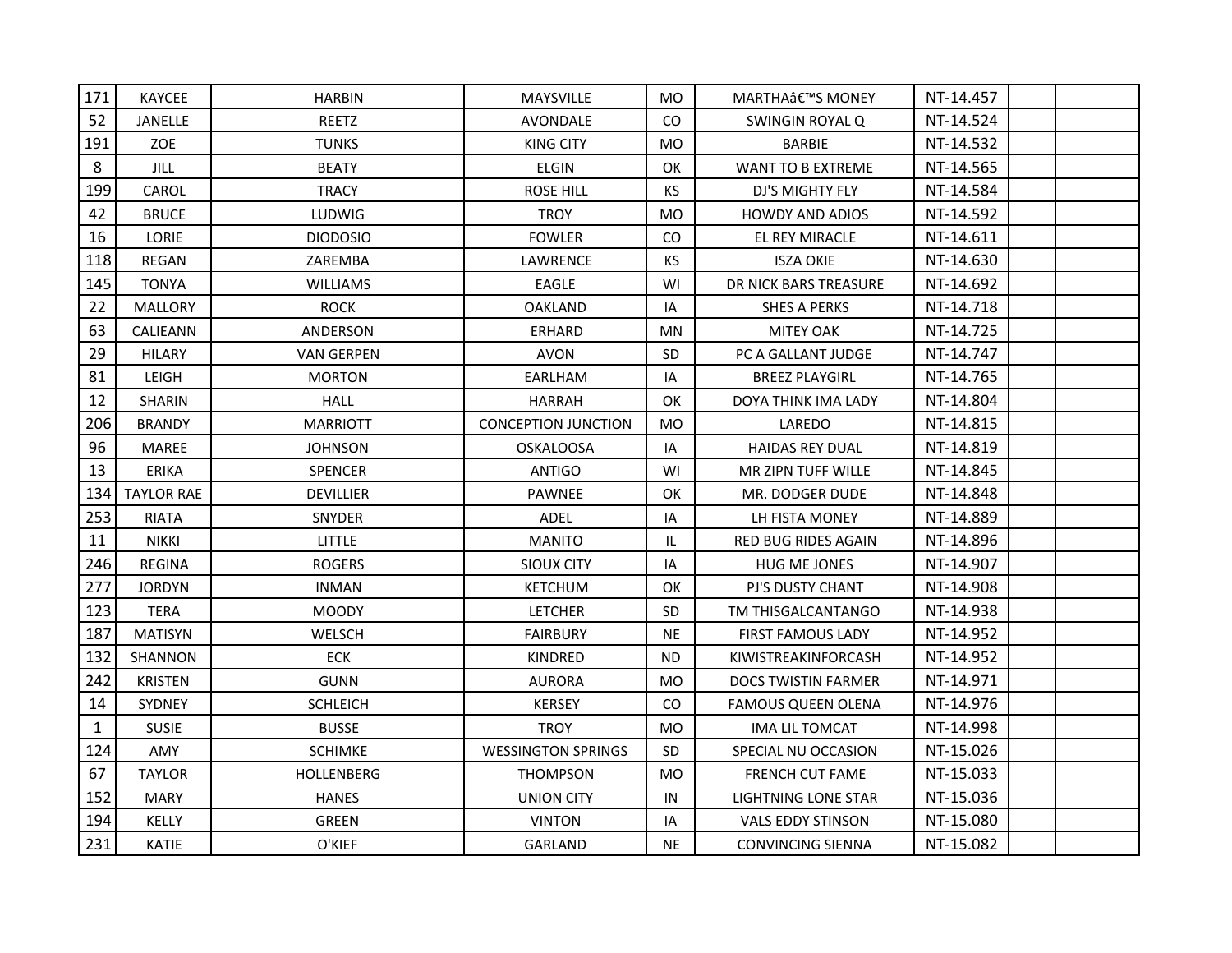| 171 | KAYCEE | HARBIN | MAYSVILLE | MO | MARTHAâ€™S MONEY | NT-14.457 | | |
|---|---|---|---|---|---|---|---|---|
| 52 | JANELLE | REETZ | AVONDALE | CO | SWINGIN ROYAL Q | NT-14.524 | | |
| 191 | ZOE | TUNKS | KING CITY | MO | BARBIE | NT-14.532 | | |
| 8 | JILL | BEATY | ELGIN | OK | WANT TO B EXTREME | NT-14.565 | | |
| 199 | CAROL | TRACY | ROSE HILL | KS | DJ'S MIGHTY FLY | NT-14.584 | | |
| 42 | BRUCE | LUDWIG | TROY | MO | HOWDY AND ADIOS | NT-14.592 | | |
| 16 | LORIE | DIODOSIO | FOWLER | CO | EL REY MIRACLE | NT-14.611 | | |
| 118 | REGAN | ZAREMBA | LAWRENCE | KS | ISZA OKIE | NT-14.630 | | |
| 145 | TONYA | WILLIAMS | EAGLE | WI | DR NICK BARS TREASURE | NT-14.692 | | |
| 22 | MALLORY | ROCK | OAKLAND | IA | SHES A PERKS | NT-14.718 | | |
| 63 | CALIEANN | ANDERSON | ERHARD | MN | MITEY OAK | NT-14.725 | | |
| 29 | HILARY | VAN GERPEN | AVON | SD | PC A GALLANT JUDGE | NT-14.747 | | |
| 81 | LEIGH | MORTON | EARLHAM | IA | BREEZ PLAYGIRL | NT-14.765 | | |
| 12 | SHARIN | HALL | HARRAH | OK | DOYA THINK IMA LADY | NT-14.804 | | |
| 206 | BRANDY | MARRIOTT | CONCEPTION JUNCTION | MO | LAREDO | NT-14.815 | | |
| 96 | MAREE | JOHNSON | OSKALOOSA | IA | HAIDAS REY DUAL | NT-14.819 | | |
| 13 | ERIKA | SPENCER | ANTIGO | WI | MR ZIPN TUFF WILLE | NT-14.845 | | |
| 134 | TAYLOR RAE | DEVILLIER | PAWNEE | OK | MR. DODGER DUDE | NT-14.848 | | |
| 253 | RIATA | SNYDER | ADEL | IA | LH FISTA MONEY | NT-14.889 | | |
| 11 | NIKKI | LITTLE | MANITO | IL | RED BUG RIDES AGAIN | NT-14.896 | | |
| 246 | REGINA | ROGERS | SIOUX CITY | IA | HUG ME JONES | NT-14.907 | | |
| 277 | JORDYN | INMAN | KETCHUM | OK | PJ'S DUSTY CHANT | NT-14.908 | | |
| 123 | TERA | MOODY | LETCHER | SD | TM THISGALCANTANGO | NT-14.938 | | |
| 187 | MATISYN | WELSCH | FAIRBURY | NE | FIRST FAMOUS LADY | NT-14.952 | | |
| 132 | SHANNON | ECK | KINDRED | ND | KIWISTREAKINFORCASH | NT-14.952 | | |
| 242 | KRISTEN | GUNN | AURORA | MO | DOCS TWISTIN FARMER | NT-14.971 | | |
| 14 | SYDNEY | SCHLEICH | KERSEY | CO | FAMOUS QUEEN OLENA | NT-14.976 | | |
| 1 | SUSIE | BUSSE | TROY | MO | IMA LIL TOMCAT | NT-14.998 | | |
| 124 | AMY | SCHIMKE | WESSINGTON SPRINGS | SD | SPECIAL NU OCCASION | NT-15.026 | | |
| 67 | TAYLOR | HOLLENBERG | THOMPSON | MO | FRENCH CUT FAME | NT-15.033 | | |
| 152 | MARY | HANES | UNION CITY | IN | LIGHTNING LONE STAR | NT-15.036 | | |
| 194 | KELLY | GREEN | VINTON | IA | VALS EDDY STINSON | NT-15.080 | | |
| 231 | KATIE | O'KIEF | GARLAND | NE | CONVINCING SIENNA | NT-15.082 | | |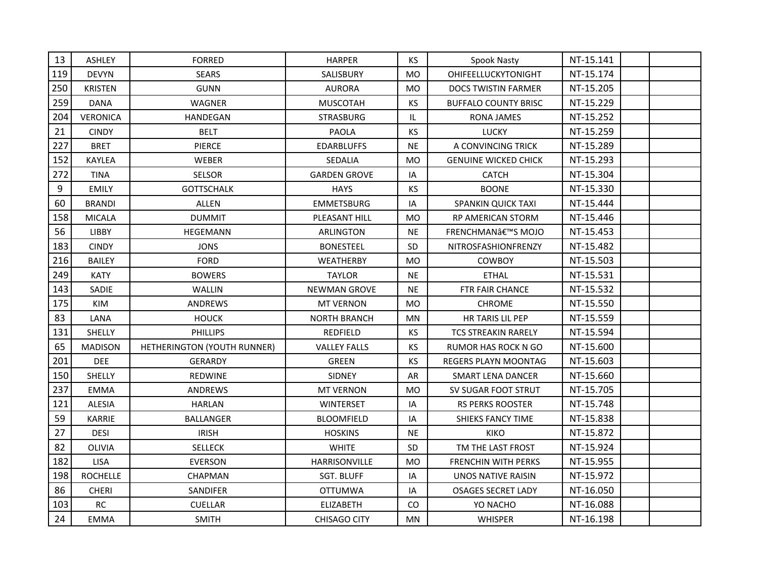| | | | | | | | | |
|---|---|---|---|---|---|---|---|---|
| 13 | ASHLEY | FORRED | HARPER | KS | Spook Nasty | NT-15.141 | | |
| 119 | DEVYN | SEARS | SALISBURY | MO | OHIFEELLUCKYTONIGHT | NT-15.174 | | |
| 250 | KRISTEN | GUNN | AURORA | MO | DOCS TWISTIN FARMER | NT-15.205 | | |
| 259 | DANA | WAGNER | MUSCOTAH | KS | BUFFALO COUNTY BRISC | NT-15.229 | | |
| 204 | VERONICA | HANDEGAN | STRASBURG | IL | RONA JAMES | NT-15.252 | | |
| 21 | CINDY | BELT | PAOLA | KS | LUCKY | NT-15.259 | | |
| 227 | BRET | PIERCE | EDARBLUFFS | NE | A CONVINCING TRICK | NT-15.289 | | |
| 152 | KAYLEA | WEBER | SEDALIA | MO | GENUINE WICKED CHICK | NT-15.293 | | |
| 272 | TINA | SELSOR | GARDEN GROVE | IA | CATCH | NT-15.304 | | |
| 9 | EMILY | GOTTSCHALK | HAYS | KS | BOONE | NT-15.330 | | |
| 60 | BRANDI | ALLEN | EMMETSBURG | IA | SPANKIN QUICK TAXI | NT-15.444 | | |
| 158 | MICALA | DUMMIT | PLEASANT HILL | MO | RP AMERICAN STORM | NT-15.446 | | |
| 56 | LIBBY | HEGEMANN | ARLINGTON | NE | FRENCHMANâ€™S MOJO | NT-15.453 | | |
| 183 | CINDY | JONS | BONESTEEL | SD | NITROSFASHIONFRENZY | NT-15.482 | | |
| 216 | BAILEY | FORD | WEATHERBY | MO | COWBOY | NT-15.503 | | |
| 249 | KATY | BOWERS | TAYLOR | NE | ETHAL | NT-15.531 | | |
| 143 | SADIE | WALLIN | NEWMAN GROVE | NE | FTR FAIR CHANCE | NT-15.532 | | |
| 175 | KIM | ANDREWS | MT VERNON | MO | CHROME | NT-15.550 | | |
| 83 | LANA | HOUCK | NORTH BRANCH | MN | HR TARIS LIL PEP | NT-15.559 | | |
| 131 | SHELLY | PHILLIPS | REDFIELD | KS | TCS STREAKIN RARELY | NT-15.594 | | |
| 65 | MADISON | HETHERINGTON (YOUTH RUNNER) | VALLEY FALLS | KS | RUMOR HAS ROCK N GO | NT-15.600 | | |
| 201 | DEE | GERARDY | GREEN | KS | REGERS PLAYN MOONTAG | NT-15.603 | | |
| 150 | SHELLY | REDWINE | SIDNEY | AR | SMART LENA DANCER | NT-15.660 | | |
| 237 | EMMA | ANDREWS | MT VERNON | MO | SV SUGAR FOOT STRUT | NT-15.705 | | |
| 121 | ALESIA | HARLAN | WINTERSET | IA | RS PERKS ROOSTER | NT-15.748 | | |
| 59 | KARRIE | BALLANGER | BLOOMFIELD | IA | SHIEKS FANCY TIME | NT-15.838 | | |
| 27 | DESI | IRISH | HOSKINS | NE | KIKO | NT-15.872 | | |
| 82 | OLIVIA | SELLECK | WHITE | SD | TM THE LAST FROST | NT-15.924 | | |
| 182 | LISA | EVERSON | HARRISONVILLE | MO | FRENCHIN WITH PERKS | NT-15.955 | | |
| 198 | ROCHELLE | CHAPMAN | SGT. BLUFF | IA | UNOS NATIVE RAISIN | NT-15.972 | | |
| 86 | CHERI | SANDIFER | OTTUMWA | IA | OSAGES SECRET LADY | NT-16.050 | | |
| 103 | RC | CUELLAR | ELIZABETH | CO | YO NACHO | NT-16.088 | | |
| 24 | EMMA | SMITH | CHISAGO CITY | MN | WHISPER | NT-16.198 | | |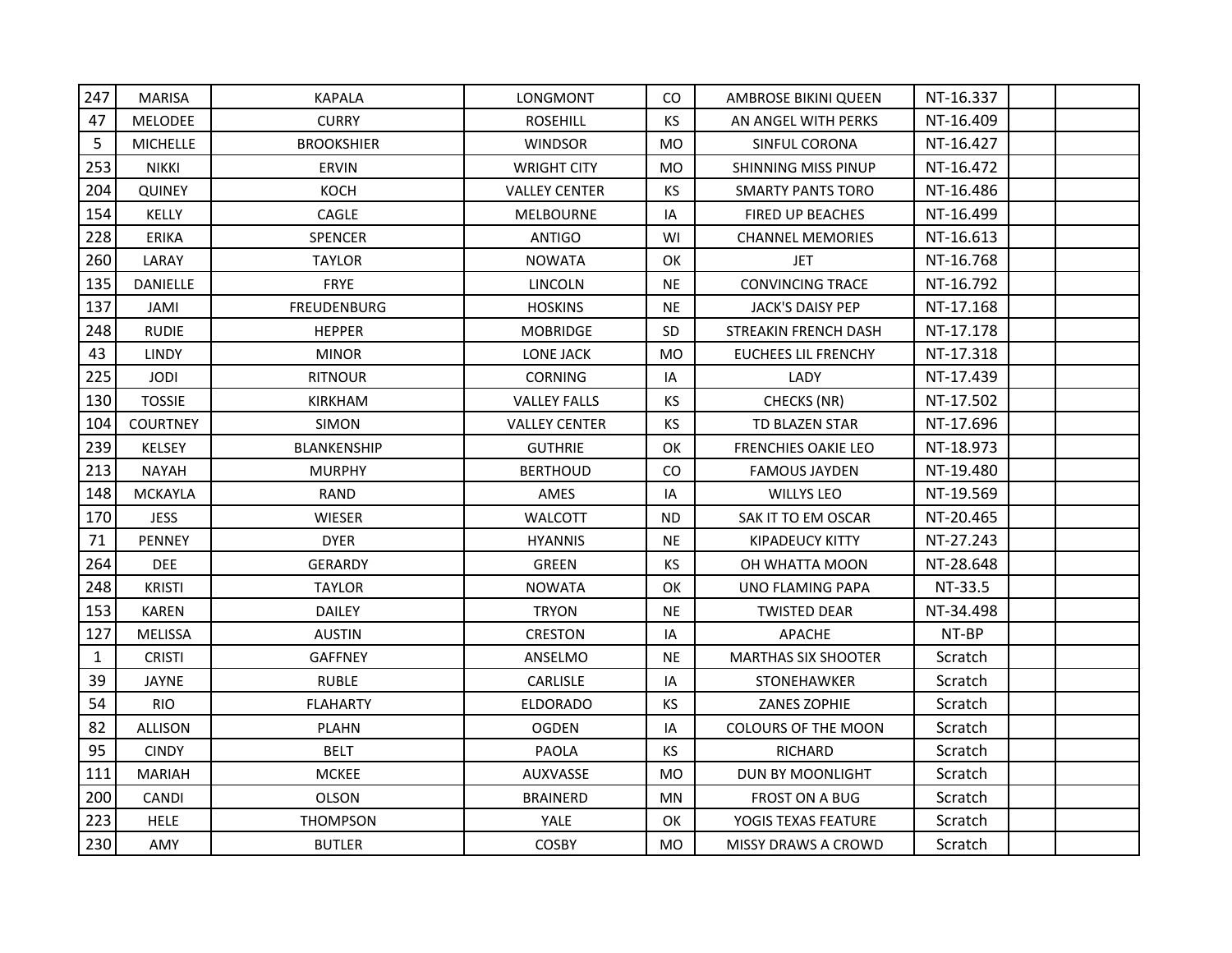| | | | | | | | | |
|---|---|---|---|---|---|---|---|---|
| 247 | MARISA | KAPALA | LONGMONT | CO | AMBROSE BIKINI QUEEN | NT-16.337 | | |
| 47 | MELODEE | CURRY | ROSEHILL | KS | AN ANGEL WITH PERKS | NT-16.409 | | |
| 5 | MICHELLE | BROOKSHIER | WINDSOR | MO | SINFUL CORONA | NT-16.427 | | |
| 253 | NIKKI | ERVIN | WRIGHT CITY | MO | SHINNING MISS PINUP | NT-16.472 | | |
| 204 | QUINEY | KOCH | VALLEY CENTER | KS | SMARTY PANTS TORO | NT-16.486 | | |
| 154 | KELLY | CAGLE | MELBOURNE | IA | FIRED UP BEACHES | NT-16.499 | | |
| 228 | ERIKA | SPENCER | ANTIGO | WI | CHANNEL MEMORIES | NT-16.613 | | |
| 260 | LARAY | TAYLOR | NOWATA | OK | JET | NT-16.768 | | |
| 135 | DANIELLE | FRYE | LINCOLN | NE | CONVINCING TRACE | NT-16.792 | | |
| 137 | JAMI | FREUDENBURG | HOSKINS | NE | JACK'S DAISY PEP | NT-17.168 | | |
| 248 | RUDIE | HEPPER | MOBRIDGE | SD | STREAKIN FRENCH DASH | NT-17.178 | | |
| 43 | LINDY | MINOR | LONE JACK | MO | EUCHEES LIL FRENCHY | NT-17.318 | | |
| 225 | JODI | RITNOUR | CORNING | IA | LADY | NT-17.439 | | |
| 130 | TOSSIE | KIRKHAM | VALLEY FALLS | KS | CHECKS (NR) | NT-17.502 | | |
| 104 | COURTNEY | SIMON | VALLEY CENTER | KS | TD BLAZEN STAR | NT-17.696 | | |
| 239 | KELSEY | BLANKENSHIP | GUTHRIE | OK | FRENCHIES OAKIE LEO | NT-18.973 | | |
| 213 | NAYAH | MURPHY | BERTHOUD | CO | FAMOUS JAYDEN | NT-19.480 | | |
| 148 | MCKAYLA | RAND | AMES | IA | WILLYS LEO | NT-19.569 | | |
| 170 | JESS | WIESER | WALCOTT | ND | SAK IT TO EM OSCAR | NT-20.465 | | |
| 71 | PENNEY | DYER | HYANNIS | NE | KIPADEUCY KITTY | NT-27.243 | | |
| 264 | DEE | GERARDY | GREEN | KS | OH WHATTA MOON | NT-28.648 | | |
| 248 | KRISTI | TAYLOR | NOWATA | OK | UNO FLAMING PAPA | NT-33.5 | | |
| 153 | KAREN | DAILEY | TRYON | NE | TWISTED DEAR | NT-34.498 | | |
| 127 | MELISSA | AUSTIN | CRESTON | IA | APACHE | NT-BP | | |
| 1 | CRISTI | GAFFNEY | ANSELMO | NE | MARTHAS SIX SHOOTER | Scratch | | |
| 39 | JAYNE | RUBLE | CARLISLE | IA | STONEHAWKER | Scratch | | |
| 54 | RIO | FLAHARTY | ELDORADO | KS | ZANES ZOPHIE | Scratch | | |
| 82 | ALLISON | PLAHN | OGDEN | IA | COLOURS OF THE MOON | Scratch | | |
| 95 | CINDY | BELT | PAOLA | KS | RICHARD | Scratch | | |
| 111 | MARIAH | MCKEE | AUXVASSE | MO | DUN BY MOONLIGHT | Scratch | | |
| 200 | CANDI | OLSON | BRAINERD | MN | FROST ON A BUG | Scratch | | |
| 223 | HELE | THOMPSON | YALE | OK | YOGIS TEXAS FEATURE | Scratch | | |
| 230 | AMY | BUTLER | COSBY | MO | MISSY DRAWS A CROWD | Scratch | | |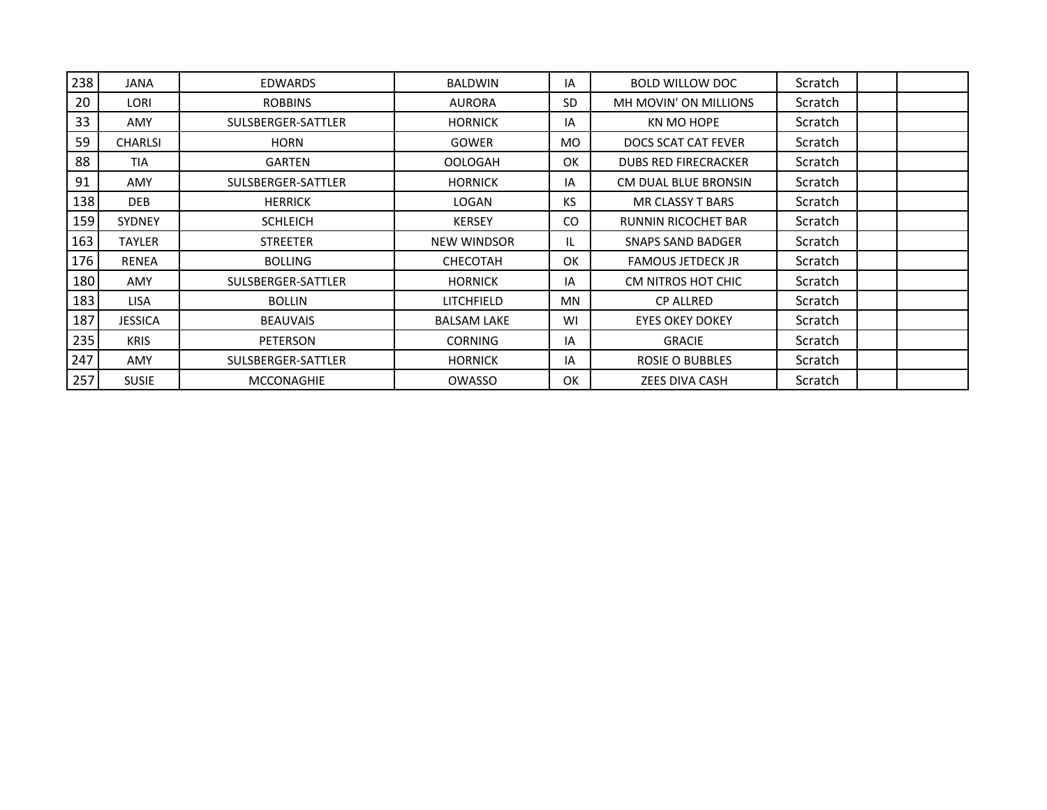| | | | | | | | | |
|---|---|---|---|---|---|---|---|---|
| 238 | JANA | EDWARDS | BALDWIN | IA | BOLD WILLOW DOC | Scratch | | |
| 20 | LORI | ROBBINS | AURORA | SD | MH MOVIN' ON MILLIONS | Scratch | | |
| 33 | AMY | SULSBERGER-SATTLER | HORNICK | IA | KN MO HOPE | Scratch | | |
| 59 | CHARLSI | HORN | GOWER | MO | DOCS SCAT CAT FEVER | Scratch | | |
| 88 | TIA | GARTEN | OOLOGAH | OK | DUBS RED FIRECRACKER | Scratch | | |
| 91 | AMY | SULSBERGER-SATTLER | HORNICK | IA | CM DUAL BLUE BRONSIN | Scratch | | |
| 138 | DEB | HERRICK | LOGAN | KS | MR CLASSY T BARS | Scratch | | |
| 159 | SYDNEY | SCHLEICH | KERSEY | CO | RUNNIN RICOCHET BAR | Scratch | | |
| 163 | TAYLER | STREETER | NEW WINDSOR | IL | SNAPS SAND BADGER | Scratch | | |
| 176 | RENEA | BOLLING | CHECOTAH | OK | FAMOUS JETDECK JR | Scratch | | |
| 180 | AMY | SULSBERGER-SATTLER | HORNICK | IA | CM NITROS HOT CHIC | Scratch | | |
| 183 | LISA | BOLLIN | LITCHFIELD | MN | CP ALLRED | Scratch | | |
| 187 | JESSICA | BEAUVAIS | BALSAM LAKE | WI | EYES OKEY DOKEY | Scratch | | |
| 235 | KRIS | PETERSON | CORNING | IA | GRACIE | Scratch | | |
| 247 | AMY | SULSBERGER-SATTLER | HORNICK | IA | ROSIE O BUBBLES | Scratch | | |
| 257 | SUSIE | MCCONAGHIE | OWASSO | OK | ZEES DIVA CASH | Scratch | | |